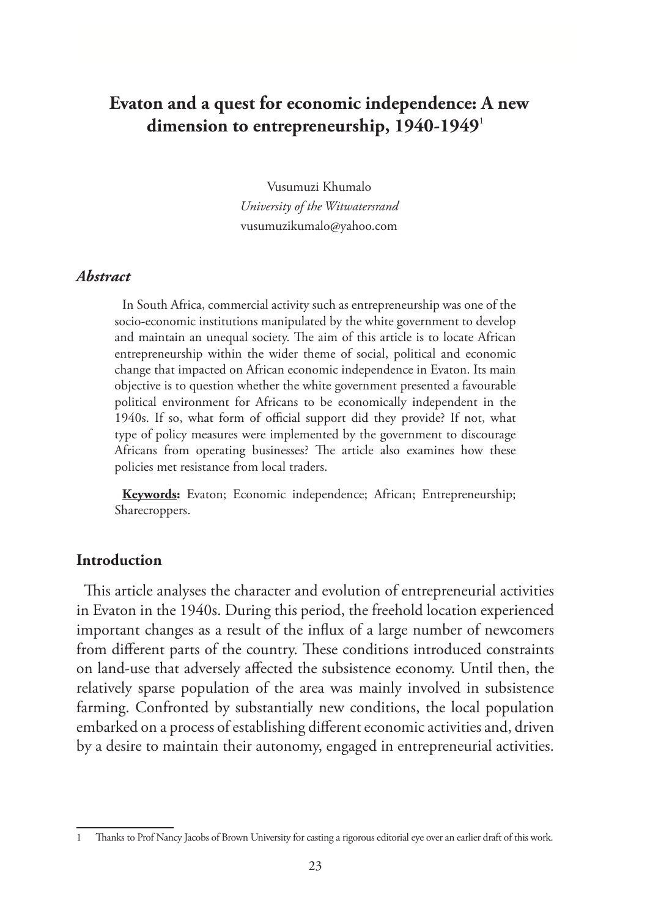# Evaton and a quest for economic independence: A new dimension to entrepreneurship, 1940-1949[1]

Vusumuzi Khumalo
*University of the Witwatersrand*
vusumuzikumalo@yahoo.com

### *Abstract*

In South Africa, commercial activity such as entrepreneurship was one of the socio-economic institutions manipulated by the white government to develop and maintain an unequal society. The aim of this article is to locate African entrepreneurship within the wider theme of social, political and economic change that impacted on African economic independence in Evaton. Its main objective is to question whether the white government presented a favourable political environment for Africans to be economically independent in the 1940s. If so, what form of official support did they provide? If not, what type of policy measures were implemented by the government to discourage Africans from operating businesses? The article also examines how these policies met resistance from local traders.

**Keywords:** Evaton; Economic independence; African; Entrepreneurship; Sharecroppers.

## Introduction

This article analyses the character and evolution of entrepreneurial activities in Evaton in the 1940s. During this period, the freehold location experienced important changes as a result of the influx of a large number of newcomers from different parts of the country. These conditions introduced constraints on land-use that adversely affected the subsistence economy. Until then, the relatively sparse population of the area was mainly involved in subsistence farming. Confronted by substantially new conditions, the local population embarked on a process of establishing different economic activities and, driven by a desire to maintain their autonomy, engaged in entrepreneurial activities.

---

1 Thanks to Prof Nancy Jacobs of Brown University for casting a rigorous editorial eye over an earlier draft of this work.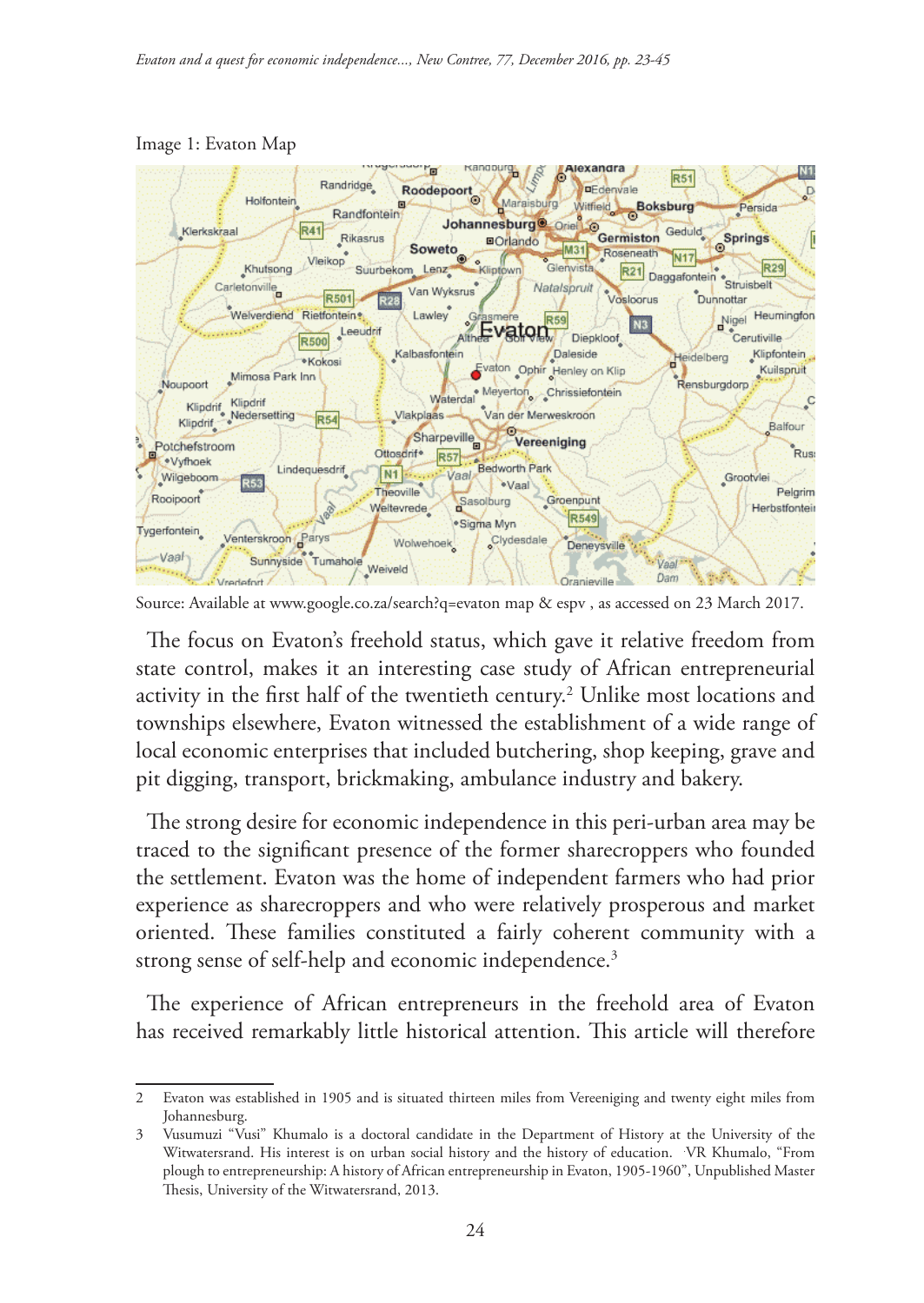Image 1: Evaton Map

Source: Available at www.google.co.za/search?q=evaton map & espv , as accessed on 23 March 2017.

The focus on Evaton's freehold status, which gave it relative freedom from state control, makes it an interesting case study of African entrepreneurial activity in the first half of the twentieth century.[2] Unlike most locations and townships elsewhere, Evaton witnessed the establishment of a wide range of local economic enterprises that included butchering, shop keeping, grave and pit digging, transport, brickmaking, ambulance industry and bakery.

The strong desire for economic independence in this peri-urban area may be traced to the significant presence of the former sharecroppers who founded the settlement. Evaton was the home of independent farmers who had prior experience as sharecroppers and who were relatively prosperous and market oriented. These families constituted a fairly coherent community with a strong sense of self-help and economic independence.[3]

The experience of African entrepreneurs in the freehold area of Evaton has received remarkably little historical attention. This article will therefore

---

2 Evaton was established in 1905 and is situated thirteen miles from Vereeniging and twenty eight miles from Johannesburg.

3 Vusumuzi "Vusi" Khumalo is a doctoral candidate in the Department of History at the University of the Witwatersrand. His interest is on urban social history and the history of education. VR Khumalo, "From plough to entrepreneurship: A history of African entrepreneurship in Evaton, 1905-1960", Unpublished Master Thesis, University of the Witwatersrand, 2013.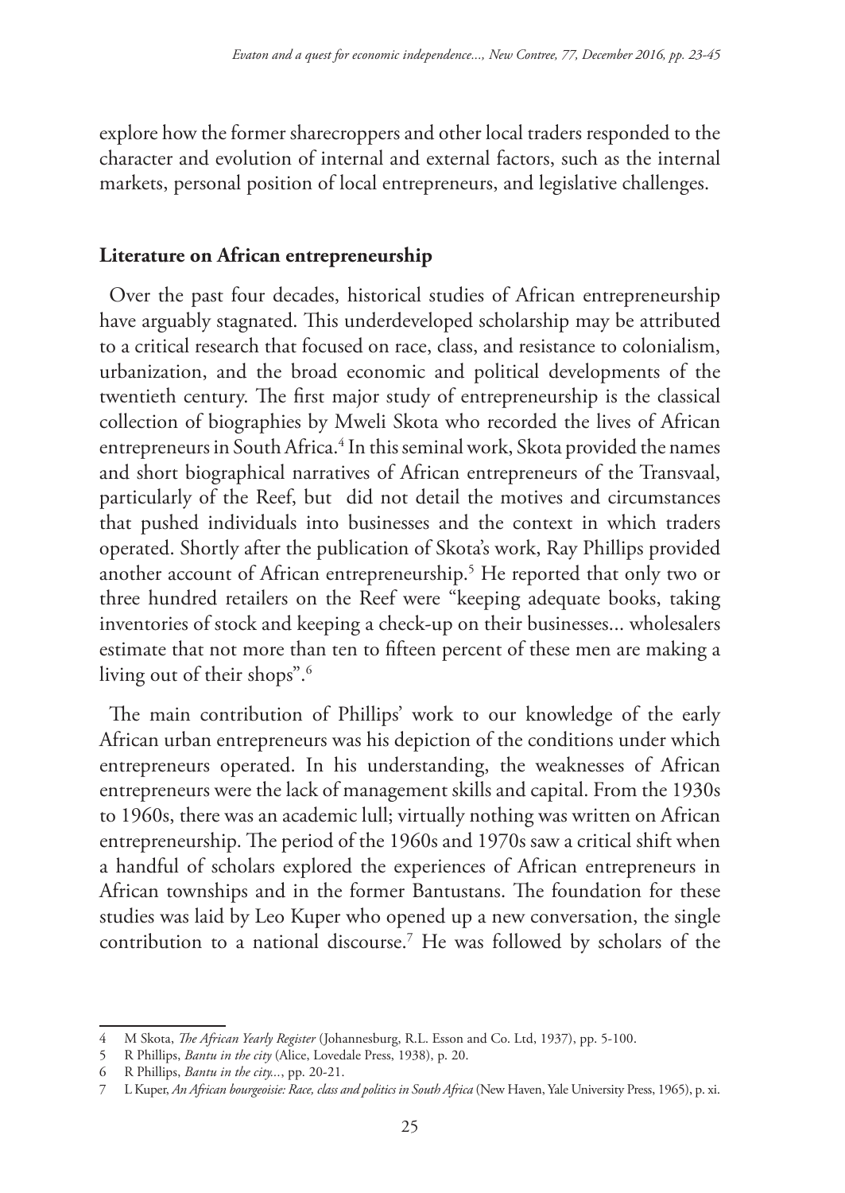explore how the former sharecroppers and other local traders responded to the character and evolution of internal and external factors, such as the internal markets, personal position of local entrepreneurs, and legislative challenges.

## Literature on African entrepreneurship

Over the past four decades, historical studies of African entrepreneurship have arguably stagnated. This underdeveloped scholarship may be attributed to a critical research that focused on race, class, and resistance to colonialism, urbanization, and the broad economic and political developments of the twentieth century. The first major study of entrepreneurship is the classical collection of biographies by Mweli Skota who recorded the lives of African entrepreneurs in South Africa.[4] In this seminal work, Skota provided the names and short biographical narratives of African entrepreneurs of the Transvaal, particularly of the Reef, but did not detail the motives and circumstances that pushed individuals into businesses and the context in which traders operated. Shortly after the publication of Skota's work, Ray Phillips provided another account of African entrepreneurship.[5] He reported that only two or three hundred retailers on the Reef were "keeping adequate books, taking inventories of stock and keeping a check-up on their businesses... wholesalers estimate that not more than ten to fifteen percent of these men are making a living out of their shops".[6]

The main contribution of Phillips' work to our knowledge of the early African urban entrepreneurs was his depiction of the conditions under which entrepreneurs operated. In his understanding, the weaknesses of African entrepreneurs were the lack of management skills and capital. From the 1930s to 1960s, there was an academic lull; virtually nothing was written on African entrepreneurship. The period of the 1960s and 1970s saw a critical shift when a handful of scholars explored the experiences of African entrepreneurs in African townships and in the former Bantustans. The foundation for these studies was laid by Leo Kuper who opened up a new conversation, the single contribution to a national discourse.[7] He was followed by scholars of the

---

4 M Skota, *The African Yearly Register* (Johannesburg, R.L. Esson and Co. Ltd, 1937), pp. 5-100.

5 R Phillips, *Bantu in the city* (Alice, Lovedale Press, 1938), p. 20.

6 R Phillips, *Bantu in the city...*, pp. 20-21.

7 L Kuper, *An African bourgeoisie: Race, class and politics in South Africa* (New Haven, Yale University Press, 1965), p. xi.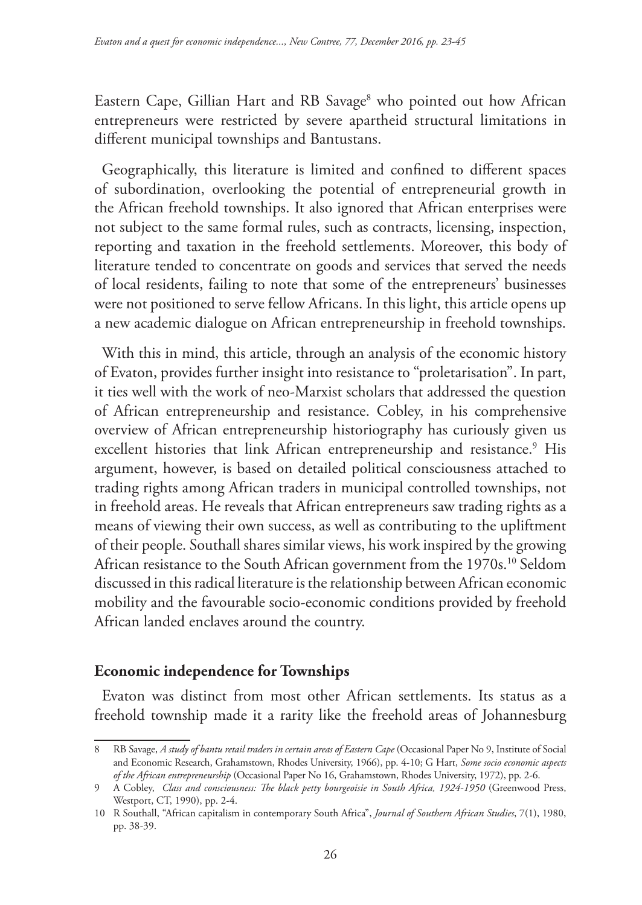Eastern Cape, Gillian Hart and RB Savage[8] who pointed out how African entrepreneurs were restricted by severe apartheid structural limitations in different municipal townships and Bantustans.

Geographically, this literature is limited and confined to different spaces of subordination, overlooking the potential of entrepreneurial growth in the African freehold townships. It also ignored that African enterprises were not subject to the same formal rules, such as contracts, licensing, inspection, reporting and taxation in the freehold settlements. Moreover, this body of literature tended to concentrate on goods and services that served the needs of local residents, failing to note that some of the entrepreneurs' businesses were not positioned to serve fellow Africans. In this light, this article opens up a new academic dialogue on African entrepreneurship in freehold townships.

With this in mind, this article, through an analysis of the economic history of Evaton, provides further insight into resistance to "proletarisation". In part, it ties well with the work of neo-Marxist scholars that addressed the question of African entrepreneurship and resistance. Cobley, in his comprehensive overview of African entrepreneurship historiography has curiously given us excellent histories that link African entrepreneurship and resistance.[9] His argument, however, is based on detailed political consciousness attached to trading rights among African traders in municipal controlled townships, not in freehold areas. He reveals that African entrepreneurs saw trading rights as a means of viewing their own success, as well as contributing to the upliftment of their people. Southall shares similar views, his work inspired by the growing African resistance to the South African government from the 1970s.[10] Seldom discussed in this radical literature is the relationship between African economic mobility and the favourable socio-economic conditions provided by freehold African landed enclaves around the country.

## Economic independence for Townships

Evaton was distinct from most other African settlements. Its status as a freehold township made it a rarity like the freehold areas of Johannesburg

---

8 RB Savage, *A study of bantu retail traders in certain areas of Eastern Cape* (Occasional Paper No 9, Institute of Social and Economic Research, Grahamstown, Rhodes University, 1966), pp. 4-10; G Hart, *Some socio economic aspects of the African entrepreneurship* (Occasional Paper No 16, Grahamstown, Rhodes University, 1972), pp. 2-6.

9 A Cobley, *Class and consciousness: The black petty bourgeoisie in South Africa, 1924-1950* (Greenwood Press, Westport, CT, 1990), pp. 2-4.

10 R Southall, "African capitalism in contemporary South Africa", *Journal of Southern African Studies*, 7(1), 1980, pp. 38-39.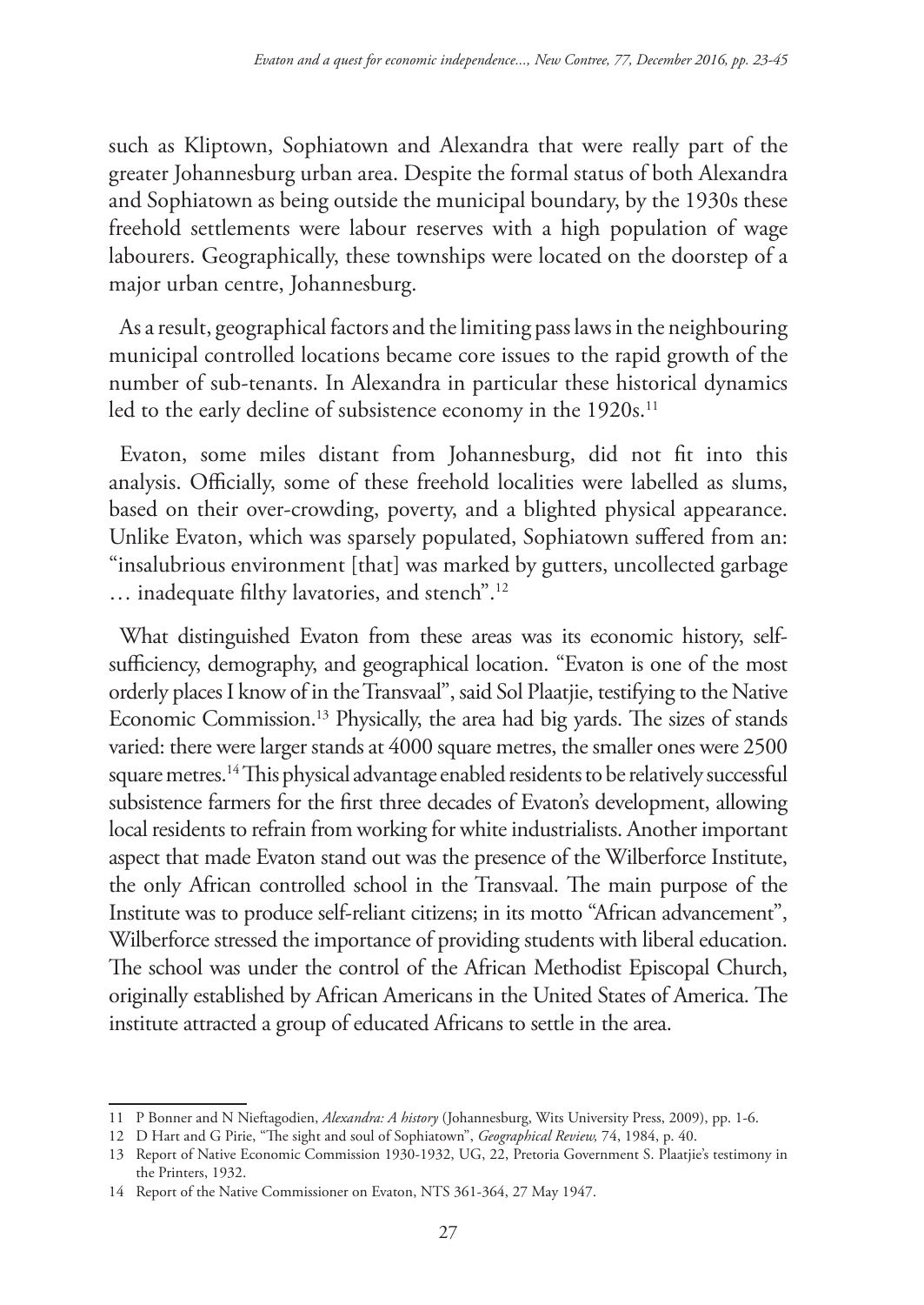such as Kliptown, Sophiatown and Alexandra that were really part of the greater Johannesburg urban area. Despite the formal status of both Alexandra and Sophiatown as being outside the municipal boundary, by the 1930s these freehold settlements were labour reserves with a high population of wage labourers. Geographically, these townships were located on the doorstep of a major urban centre, Johannesburg.

As a result, geographical factors and the limiting pass laws in the neighbouring municipal controlled locations became core issues to the rapid growth of the number of sub-tenants. In Alexandra in particular these historical dynamics led to the early decline of subsistence economy in the 1920s.[11]

Evaton, some miles distant from Johannesburg, did not fit into this analysis. Officially, some of these freehold localities were labelled as slums, based on their over-crowding, poverty, and a blighted physical appearance. Unlike Evaton, which was sparsely populated, Sophiatown suffered from an: "insalubrious environment [that] was marked by gutters, uncollected garbage … inadequate filthy lavatories, and stench".[12]

What distinguished Evaton from these areas was its economic history, self-sufficiency, demography, and geographical location. "Evaton is one of the most orderly places I know of in the Transvaal", said Sol Plaatjie, testifying to the Native Economic Commission.[13] Physically, the area had big yards. The sizes of stands varied: there were larger stands at 4000 square metres, the smaller ones were 2500 square metres.[14] This physical advantage enabled residents to be relatively successful subsistence farmers for the first three decades of Evaton's development, allowing local residents to refrain from working for white industrialists. Another important aspect that made Evaton stand out was the presence of the Wilberforce Institute, the only African controlled school in the Transvaal. The main purpose of the Institute was to produce self-reliant citizens; in its motto "African advancement", Wilberforce stressed the importance of providing students with liberal education. The school was under the control of the African Methodist Episcopal Church, originally established by African Americans in the United States of America. The institute attracted a group of educated Africans to settle in the area.

---

11 P Bonner and N Nieftagodien, *Alexandra: A history* (Johannesburg, Wits University Press, 2009), pp. 1-6.

12 D Hart and G Pirie, "The sight and soul of Sophiatown", *Geographical Review,* 74, 1984, p. 40.

13 Report of Native Economic Commission 1930-1932, UG, 22, Pretoria Government S. Plaatjie's testimony in the Printers, 1932.

14 Report of the Native Commissioner on Evaton, NTS 361-364, 27 May 1947.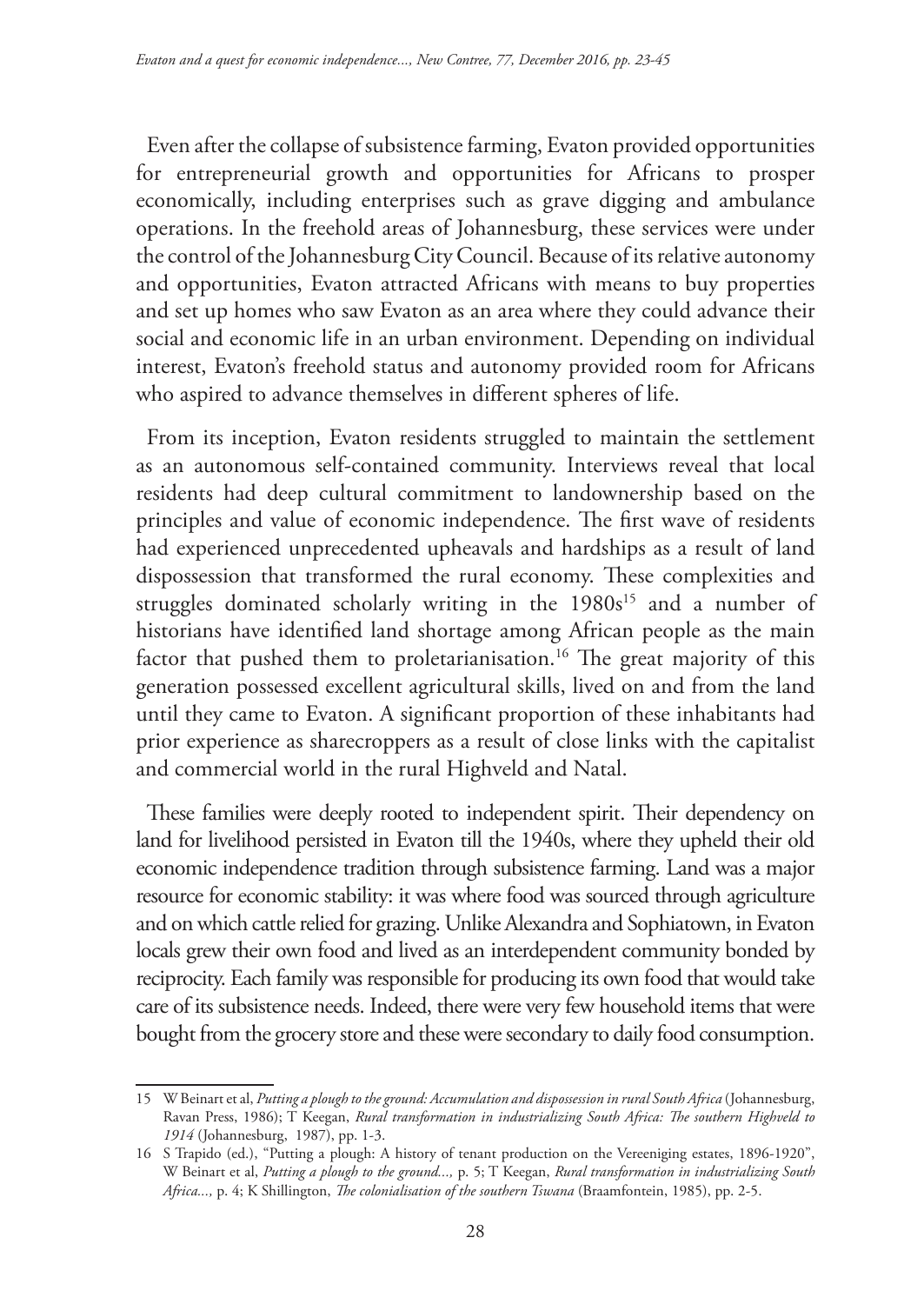Even after the collapse of subsistence farming, Evaton provided opportunities for entrepreneurial growth and opportunities for Africans to prosper economically, including enterprises such as grave digging and ambulance operations. In the freehold areas of Johannesburg, these services were under the control of the Johannesburg City Council. Because of its relative autonomy and opportunities, Evaton attracted Africans with means to buy properties and set up homes who saw Evaton as an area where they could advance their social and economic life in an urban environment. Depending on individual interest, Evaton's freehold status and autonomy provided room for Africans who aspired to advance themselves in different spheres of life.

From its inception, Evaton residents struggled to maintain the settlement as an autonomous self-contained community. Interviews reveal that local residents had deep cultural commitment to landownership based on the principles and value of economic independence. The first wave of residents had experienced unprecedented upheavals and hardships as a result of land dispossession that transformed the rural economy. These complexities and struggles dominated scholarly writing in the 1980s[15] and a number of historians have identified land shortage among African people as the main factor that pushed them to proletarianisation.[16] The great majority of this generation possessed excellent agricultural skills, lived on and from the land until they came to Evaton. A significant proportion of these inhabitants had prior experience as sharecroppers as a result of close links with the capitalist and commercial world in the rural Highveld and Natal.

These families were deeply rooted to independent spirit. Their dependency on land for livelihood persisted in Evaton till the 1940s, where they upheld their old economic independence tradition through subsistence farming. Land was a major resource for economic stability: it was where food was sourced through agriculture and on which cattle relied for grazing. Unlike Alexandra and Sophiatown, in Evaton locals grew their own food and lived as an interdependent community bonded by reciprocity. Each family was responsible for producing its own food that would take care of its subsistence needs. Indeed, there were very few household items that were bought from the grocery store and these were secondary to daily food consumption.

---

15 W Beinart et al, *Putting a plough to the ground: Accumulation and dispossession in rural South Africa* (Johannesburg, Ravan Press, 1986); T Keegan, *Rural transformation in industrializing South Africa: The southern Highveld to 1914* (Johannesburg, 1987), pp. 1-3.

16 S Trapido (ed.), "Putting a plough: A history of tenant production on the Vereeniging estates, 1896-1920", W Beinart et al, *Putting a plough to the ground...,* p. 5; T Keegan, *Rural transformation in industrializing South Africa...,* p. 4; K Shillington, *The colonialisation of the southern Tswana* (Braamfontein, 1985), pp. 2-5.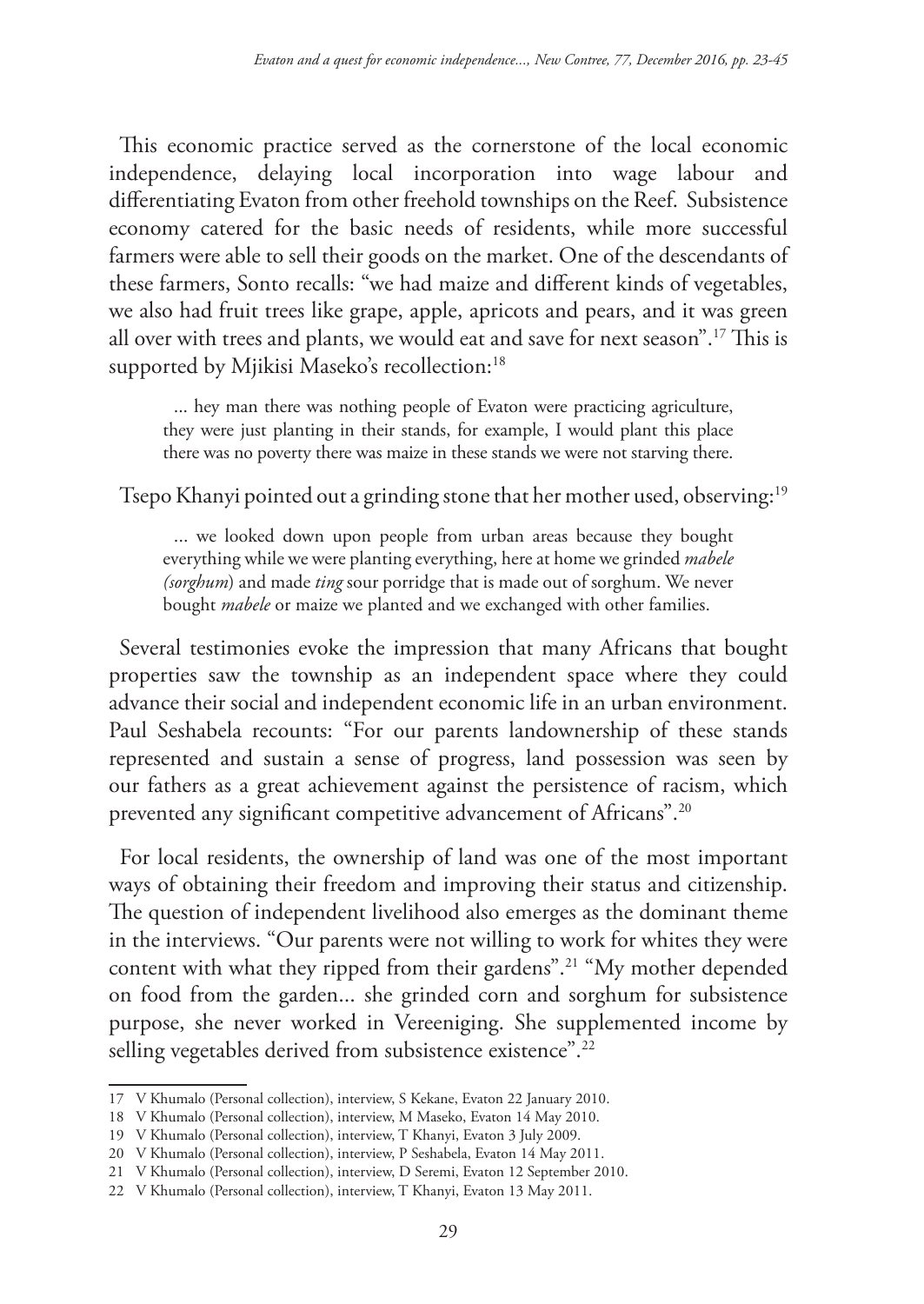This economic practice served as the cornerstone of the local economic independence, delaying local incorporation into wage labour and differentiating Evaton from other freehold townships on the Reef. Subsistence economy catered for the basic needs of residents, while more successful farmers were able to sell their goods on the market. One of the descendants of these farmers, Sonto recalls: "we had maize and different kinds of vegetables, we also had fruit trees like grape, apple, apricots and pears, and it was green all over with trees and plants, we would eat and save for next season".[17] This is supported by Mjikisi Maseko's recollection:[18]

> ... hey man there was nothing people of Evaton were practicing agriculture, they were just planting in their stands, for example, I would plant this place there was no poverty there was maize in these stands we were not starving there.

Tsepo Khanyi pointed out a grinding stone that her mother used, observing:[19]

> ... we looked down upon people from urban areas because they bought everything while we were planting everything, here at home we grinded *mabele (sorghum*) and made *ting* sour porridge that is made out of sorghum. We never bought *mabele* or maize we planted and we exchanged with other families.

Several testimonies evoke the impression that many Africans that bought properties saw the township as an independent space where they could advance their social and independent economic life in an urban environment. Paul Seshabela recounts: "For our parents landownership of these stands represented and sustain a sense of progress, land possession was seen by our fathers as a great achievement against the persistence of racism, which prevented any significant competitive advancement of Africans".[20]

For local residents, the ownership of land was one of the most important ways of obtaining their freedom and improving their status and citizenship. The question of independent livelihood also emerges as the dominant theme in the interviews. "Our parents were not willing to work for whites they were content with what they ripped from their gardens".[21] "My mother depended on food from the garden... she grinded corn and sorghum for subsistence purpose, she never worked in Vereeniging. She supplemented income by selling vegetables derived from subsistence existence".[22]

---

17 V Khumalo (Personal collection), interview, S Kekane, Evaton 22 January 2010.

18 V Khumalo (Personal collection), interview, M Maseko, Evaton 14 May 2010.

19 V Khumalo (Personal collection), interview, T Khanyi, Evaton 3 July 2009.

20 V Khumalo (Personal collection), interview, P Seshabela, Evaton 14 May 2011.

21 V Khumalo (Personal collection), interview, D Seremi, Evaton 12 September 2010.

22 V Khumalo (Personal collection), interview, T Khanyi, Evaton 13 May 2011.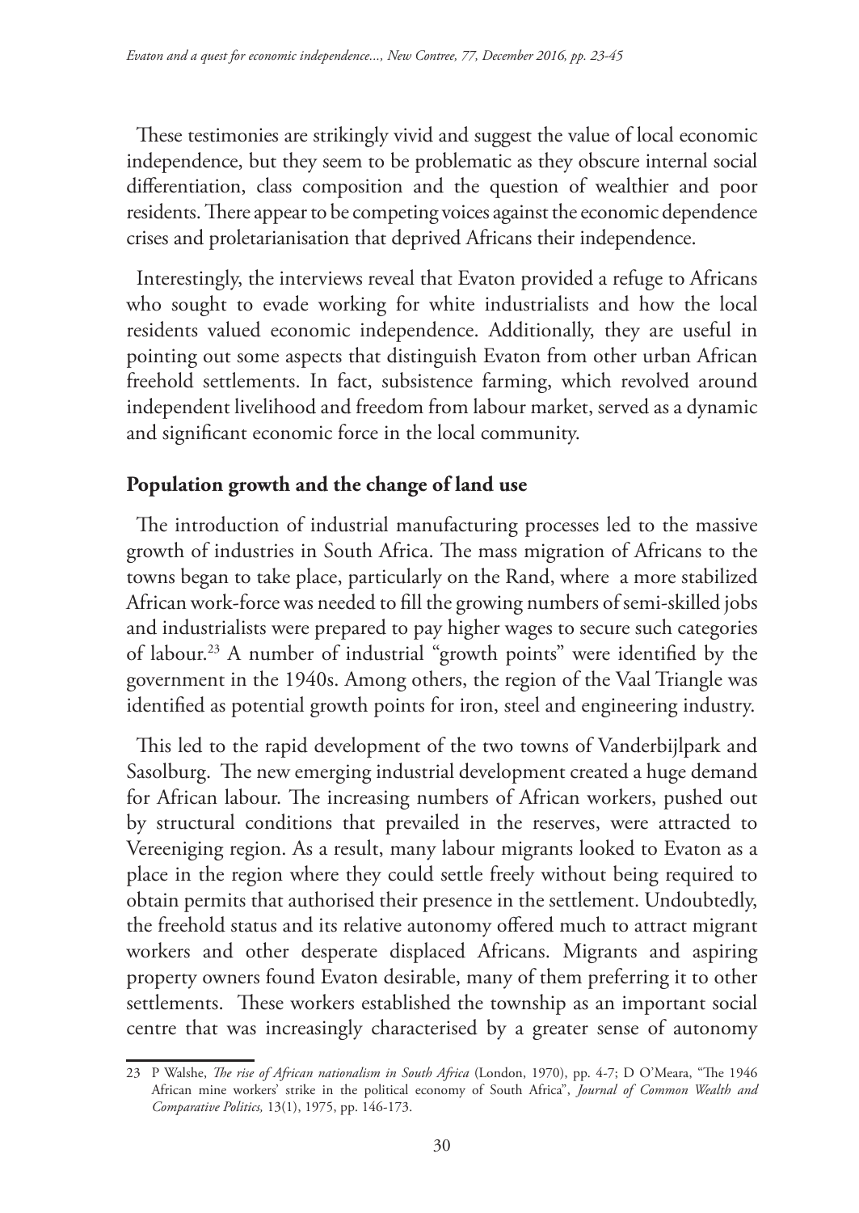These testimonies are strikingly vivid and suggest the value of local economic independence, but they seem to be problematic as they obscure internal social differentiation, class composition and the question of wealthier and poor residents. There appear to be competing voices against the economic dependence crises and proletarianisation that deprived Africans their independence.

Interestingly, the interviews reveal that Evaton provided a refuge to Africans who sought to evade working for white industrialists and how the local residents valued economic independence. Additionally, they are useful in pointing out some aspects that distinguish Evaton from other urban African freehold settlements. In fact, subsistence farming, which revolved around independent livelihood and freedom from labour market, served as a dynamic and significant economic force in the local community.

## Population growth and the change of land use

The introduction of industrial manufacturing processes led to the massive growth of industries in South Africa. The mass migration of Africans to the towns began to take place, particularly on the Rand, where a more stabilized African work-force was needed to fill the growing numbers of semi-skilled jobs and industrialists were prepared to pay higher wages to secure such categories of labour.[23] A number of industrial "growth points" were identified by the government in the 1940s. Among others, the region of the Vaal Triangle was identified as potential growth points for iron, steel and engineering industry.

This led to the rapid development of the two towns of Vanderbijlpark and Sasolburg. The new emerging industrial development created a huge demand for African labour. The increasing numbers of African workers, pushed out by structural conditions that prevailed in the reserves, were attracted to Vereeniging region. As a result, many labour migrants looked to Evaton as a place in the region where they could settle freely without being required to obtain permits that authorised their presence in the settlement. Undoubtedly, the freehold status and its relative autonomy offered much to attract migrant workers and other desperate displaced Africans. Migrants and aspiring property owners found Evaton desirable, many of them preferring it to other settlements. These workers established the township as an important social centre that was increasingly characterised by a greater sense of autonomy

---

23 P Walshe, *The rise of African nationalism in South Africa* (London, 1970), pp. 4-7; D O'Meara, "The 1946 African mine workers' strike in the political economy of South Africa", *Journal of Common Wealth and Comparative Politics,* 13(1), 1975, pp. 146-173.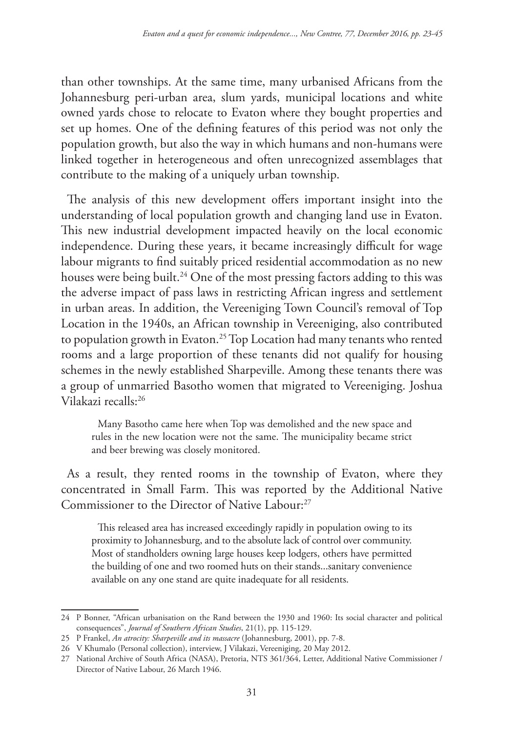than other townships. At the same time, many urbanised Africans from the Johannesburg peri-urban area, slum yards, municipal locations and white owned yards chose to relocate to Evaton where they bought properties and set up homes. One of the defining features of this period was not only the population growth, but also the way in which humans and non-humans were linked together in heterogeneous and often unrecognized assemblages that contribute to the making of a uniquely urban township.

The analysis of this new development offers important insight into the understanding of local population growth and changing land use in Evaton. This new industrial development impacted heavily on the local economic independence. During these years, it became increasingly difficult for wage labour migrants to find suitably priced residential accommodation as no new houses were being built.[24] One of the most pressing factors adding to this was the adverse impact of pass laws in restricting African ingress and settlement in urban areas. In addition, the Vereeniging Town Council's removal of Top Location in the 1940s, an African township in Vereeniging, also contributed to population growth in Evaton.[25] Top Location had many tenants who rented rooms and a large proportion of these tenants did not qualify for housing schemes in the newly established Sharpeville. Among these tenants there was a group of unmarried Basotho women that migrated to Vereeniging. Joshua Vilakazi recalls:[26]

> Many Basotho came here when Top was demolished and the new space and rules in the new location were not the same. The municipality became strict and beer brewing was closely monitored.

As a result, they rented rooms in the township of Evaton, where they concentrated in Small Farm. This was reported by the Additional Native Commissioner to the Director of Native Labour:[27]

> This released area has increased exceedingly rapidly in population owing to its proximity to Johannesburg, and to the absolute lack of control over community. Most of standholders owning large houses keep lodgers, others have permitted the building of one and two roomed huts on their stands...sanitary convenience available on any one stand are quite inadequate for all residents.

---

24 P Bonner, "African urbanisation on the Rand between the 1930 and 1960: Its social character and political consequences", *Journal of Southern African Studies*, 21(1), pp. 115-129.

25 P Frankel, *An atrocity: Sharpeville and its massacre* (Johannesburg, 2001), pp. 7-8.

26 V Khumalo (Personal collection), interview, J Vilakazi, Vereeniging, 20 May 2012.

27 National Archive of South Africa (NASA), Pretoria, NTS 361/364, Letter, Additional Native Commissioner / Director of Native Labour, 26 March 1946.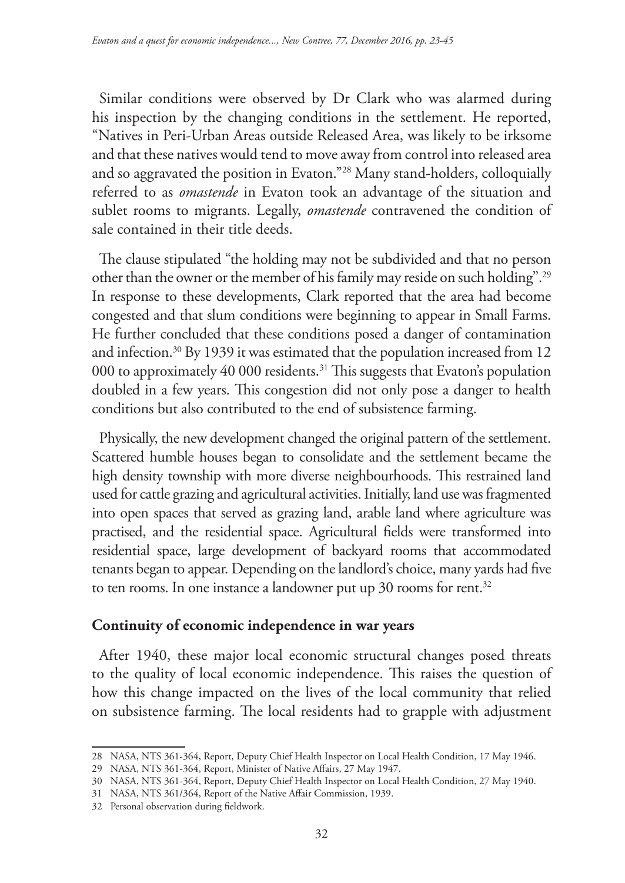Similar conditions were observed by Dr Clark who was alarmed during his inspection by the changing conditions in the settlement. He reported, "Natives in Peri-Urban Areas outside Released Area, was likely to be irksome and that these natives would tend to move away from control into released area and so aggravated the position in Evaton."[28] Many stand-holders, colloquially referred to as *omastende* in Evaton took an advantage of the situation and sublet rooms to migrants. Legally, *omastende* contravened the condition of sale contained in their title deeds.

The clause stipulated "the holding may not be subdivided and that no person other than the owner or the member of his family may reside on such holding".[29] In response to these developments, Clark reported that the area had become congested and that slum conditions were beginning to appear in Small Farms. He further concluded that these conditions posed a danger of contamination and infection.[30] By 1939 it was estimated that the population increased from 12 000 to approximately 40 000 residents.[31] This suggests that Evaton's population doubled in a few years. This congestion did not only pose a danger to health conditions but also contributed to the end of subsistence farming.

Physically, the new development changed the original pattern of the settlement. Scattered humble houses began to consolidate and the settlement became the high density township with more diverse neighbourhoods. This restrained land used for cattle grazing and agricultural activities. Initially, land use was fragmented into open spaces that served as grazing land, arable land where agriculture was practised, and the residential space. Agricultural fields were transformed into residential space, large development of backyard rooms that accommodated tenants began to appear. Depending on the landlord's choice, many yards had five to ten rooms. In one instance a landowner put up 30 rooms for rent.[32]

## Continuity of economic independence in war years

After 1940, these major local economic structural changes posed threats to the quality of local economic independence. This raises the question of how this change impacted on the lives of the local community that relied on subsistence farming. The local residents had to grapple with adjustment

---

28 NASA, NTS 361-364, Report, Deputy Chief Health Inspector on Local Health Condition, 17 May 1946.

29 NASA, NTS 361-364, Report, Minister of Native Affairs, 27 May 1947.

30 NASA, NTS 361-364, Report, Deputy Chief Health Inspector on Local Health Condition, 27 May 1940.

31 NASA, NTS 361/364, Report of the Native Affair Commission, 1939.

32 Personal observation during fieldwork.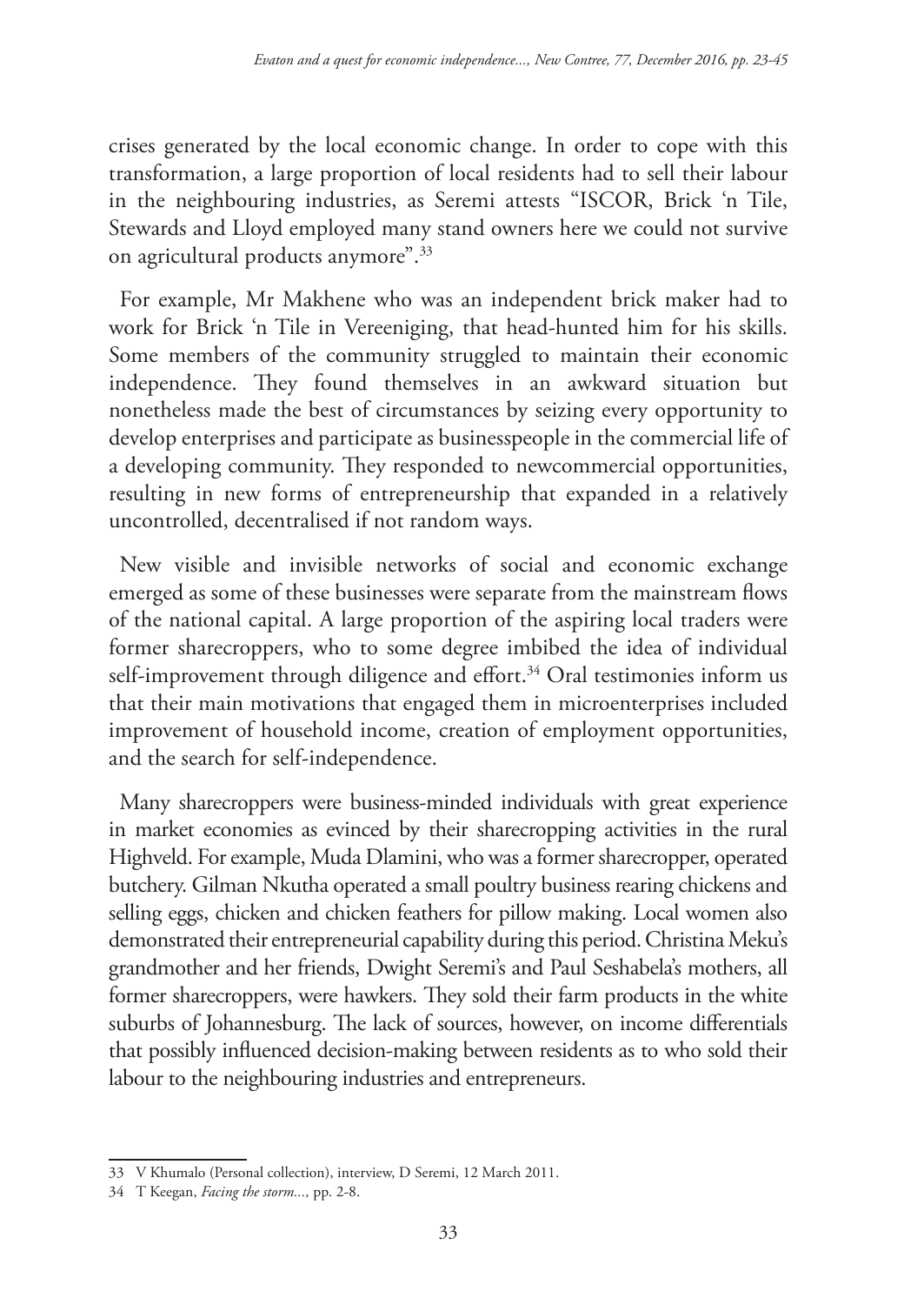crises generated by the local economic change. In order to cope with this transformation, a large proportion of local residents had to sell their labour in the neighbouring industries, as Seremi attests "ISCOR, Brick 'n Tile, Stewards and Lloyd employed many stand owners here we could not survive on agricultural products anymore".[33]

For example, Mr Makhene who was an independent brick maker had to work for Brick 'n Tile in Vereeniging, that head-hunted him for his skills. Some members of the community struggled to maintain their economic independence. They found themselves in an awkward situation but nonetheless made the best of circumstances by seizing every opportunity to develop enterprises and participate as businesspeople in the commercial life of a developing community. They responded to newcommercial opportunities, resulting in new forms of entrepreneurship that expanded in a relatively uncontrolled, decentralised if not random ways.

New visible and invisible networks of social and economic exchange emerged as some of these businesses were separate from the mainstream flows of the national capital. A large proportion of the aspiring local traders were former sharecroppers, who to some degree imbibed the idea of individual self-improvement through diligence and effort.[34] Oral testimonies inform us that their main motivations that engaged them in microenterprises included improvement of household income, creation of employment opportunities, and the search for self-independence.

Many sharecroppers were business-minded individuals with great experience in market economies as evinced by their sharecropping activities in the rural Highveld. For example, Muda Dlamini, who was a former sharecropper, operated butchery. Gilman Nkutha operated a small poultry business rearing chickens and selling eggs, chicken and chicken feathers for pillow making. Local women also demonstrated their entrepreneurial capability during this period. Christina Meku's grandmother and her friends, Dwight Seremi's and Paul Seshabela's mothers, all former sharecroppers, were hawkers. They sold their farm products in the white suburbs of Johannesburg. The lack of sources, however, on income differentials that possibly influenced decision-making between residents as to who sold their labour to the neighbouring industries and entrepreneurs.

---

33 V Khumalo (Personal collection), interview, D Seremi, 12 March 2011.

34 T Keegan, *Facing the storm...,* pp. 2-8.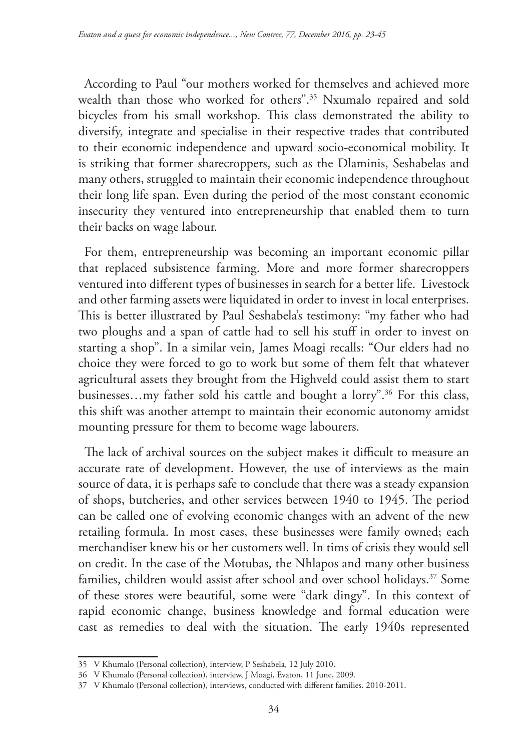According to Paul "our mothers worked for themselves and achieved more wealth than those who worked for others".[35] Nxumalo repaired and sold bicycles from his small workshop. This class demonstrated the ability to diversify, integrate and specialise in their respective trades that contributed to their economic independence and upward socio-economical mobility. It is striking that former sharecroppers, such as the Dlaminis, Seshabelas and many others, struggled to maintain their economic independence throughout their long life span. Even during the period of the most constant economic insecurity they ventured into entrepreneurship that enabled them to turn their backs on wage labour.

For them, entrepreneurship was becoming an important economic pillar that replaced subsistence farming. More and more former sharecroppers ventured into different types of businesses in search for a better life. Livestock and other farming assets were liquidated in order to invest in local enterprises. This is better illustrated by Paul Seshabela's testimony: "my father who had two ploughs and a span of cattle had to sell his stuff in order to invest on starting a shop". In a similar vein, James Moagi recalls: "Our elders had no choice they were forced to go to work but some of them felt that whatever agricultural assets they brought from the Highveld could assist them to start businesses…my father sold his cattle and bought a lorry".[36] For this class, this shift was another attempt to maintain their economic autonomy amidst mounting pressure for them to become wage labourers.

The lack of archival sources on the subject makes it difficult to measure an accurate rate of development. However, the use of interviews as the main source of data, it is perhaps safe to conclude that there was a steady expansion of shops, butcheries, and other services between 1940 to 1945. The period can be called one of evolving economic changes with an advent of the new retailing formula. In most cases, these businesses were family owned; each merchandiser knew his or her customers well. In tims of crisis they would sell on credit. In the case of the Motubas, the Nhlapos and many other business families, children would assist after school and over school holidays.[37] Some of these stores were beautiful, some were "dark dingy". In this context of rapid economic change, business knowledge and formal education were cast as remedies to deal with the situation. The early 1940s represented

35 V Khumalo (Personal collection), interview, P Seshabela, 12 July 2010.

36 V Khumalo (Personal collection), interview, J Moagi, Evaton, 11 June, 2009.

37 V Khumalo (Personal collection), interviews, conducted with different families. 2010-2011.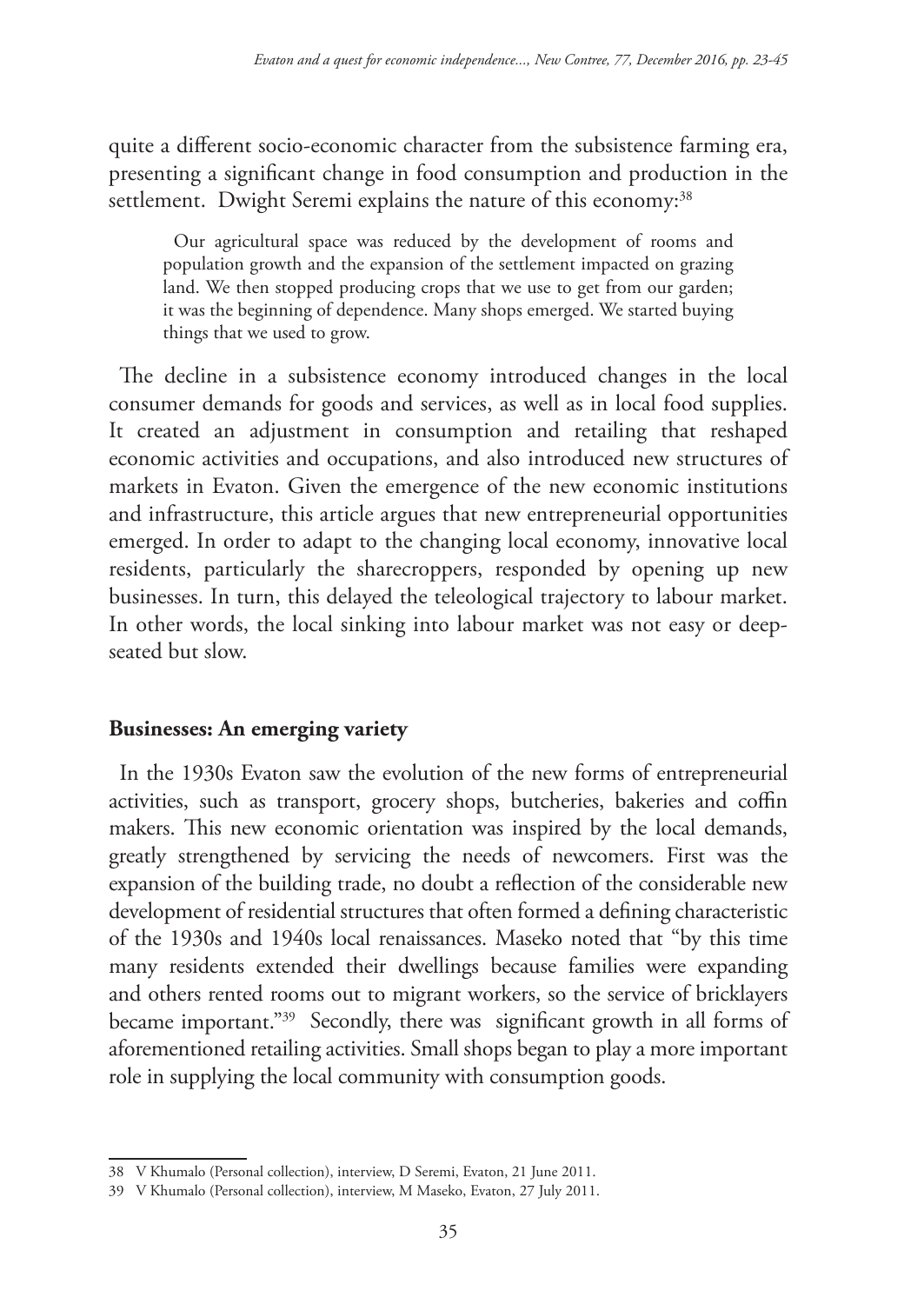quite a different socio-economic character from the subsistence farming era, presenting a significant change in food consumption and production in the settlement. Dwight Seremi explains the nature of this economy:[38]

> Our agricultural space was reduced by the development of rooms and population growth and the expansion of the settlement impacted on grazing land. We then stopped producing crops that we use to get from our garden; it was the beginning of dependence. Many shops emerged. We started buying things that we used to grow.

The decline in a subsistence economy introduced changes in the local consumer demands for goods and services, as well as in local food supplies. It created an adjustment in consumption and retailing that reshaped economic activities and occupations, and also introduced new structures of markets in Evaton. Given the emergence of the new economic institutions and infrastructure, this article argues that new entrepreneurial opportunities emerged. In order to adapt to the changing local economy, innovative local residents, particularly the sharecroppers, responded by opening up new businesses. In turn, this delayed the teleological trajectory to labour market. In other words, the local sinking into labour market was not easy or deep-seated but slow.

**Businesses: An emerging variety**

In the 1930s Evaton saw the evolution of the new forms of entrepreneurial activities, such as transport, grocery shops, butcheries, bakeries and coffin makers. This new economic orientation was inspired by the local demands, greatly strengthened by servicing the needs of newcomers. First was the expansion of the building trade, no doubt a reflection of the considerable new development of residential structures that often formed a defining characteristic of the 1930s and 1940s local renaissances. Maseko noted that "by this time many residents extended their dwellings because families were expanding and others rented rooms out to migrant workers, so the service of bricklayers became important."[39] Secondly, there was significant growth in all forms of aforementioned retailing activities. Small shops began to play a more important role in supplying the local community with consumption goods.

---

38 V Khumalo (Personal collection), interview, D Seremi, Evaton, 21 June 2011.

39 V Khumalo (Personal collection), interview, M Maseko, Evaton, 27 July 2011.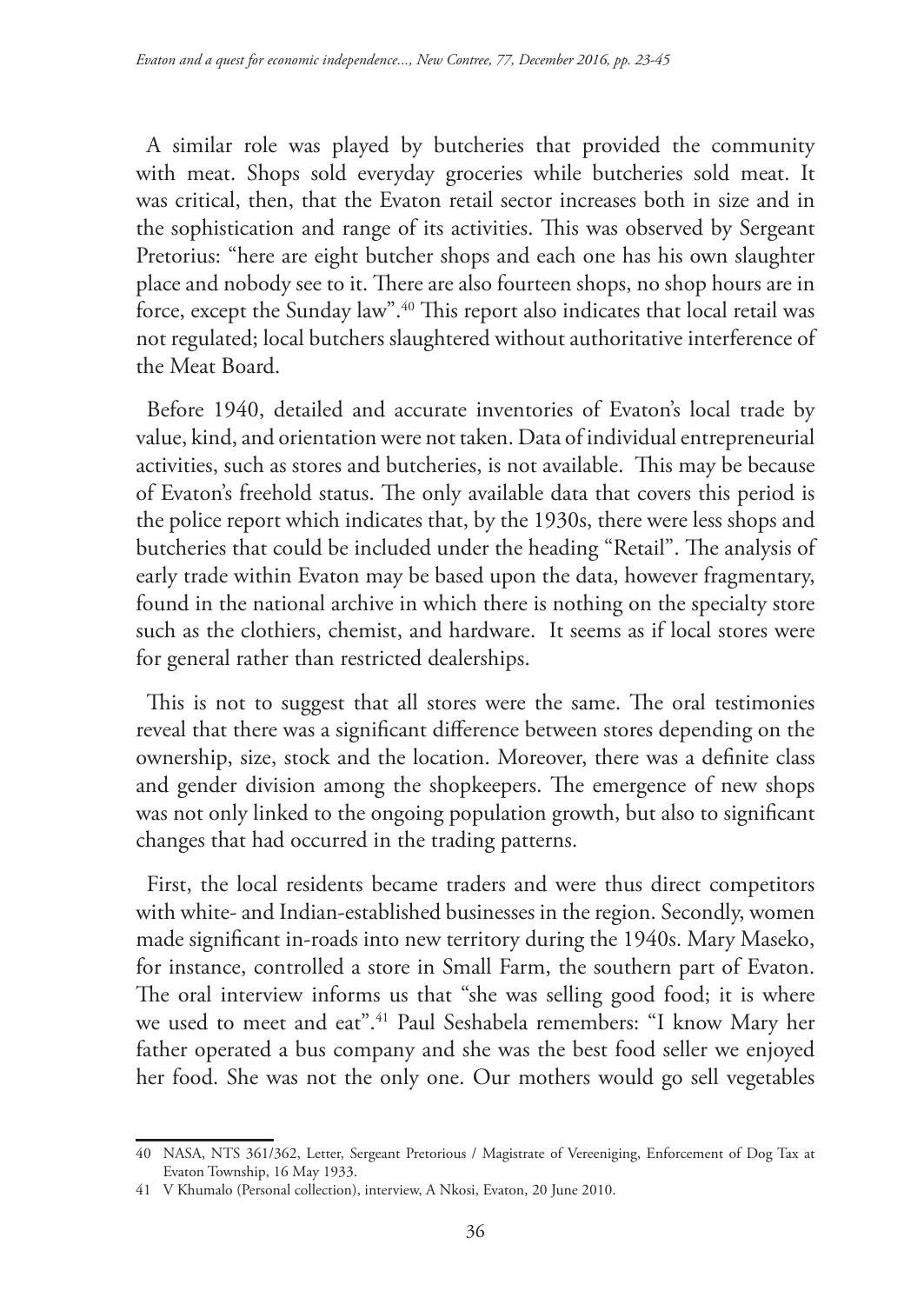A similar role was played by butcheries that provided the community with meat. Shops sold everyday groceries while butcheries sold meat. It was critical, then, that the Evaton retail sector increases both in size and in the sophistication and range of its activities. This was observed by Sergeant Pretorius: "here are eight butcher shops and each one has his own slaughter place and nobody see to it. There are also fourteen shops, no shop hours are in force, except the Sunday law".[40] This report also indicates that local retail was not regulated; local butchers slaughtered without authoritative interference of the Meat Board.

Before 1940, detailed and accurate inventories of Evaton's local trade by value, kind, and orientation were not taken. Data of individual entrepreneurial activities, such as stores and butcheries, is not available. This may be because of Evaton's freehold status. The only available data that covers this period is the police report which indicates that, by the 1930s, there were less shops and butcheries that could be included under the heading "Retail". The analysis of early trade within Evaton may be based upon the data, however fragmentary, found in the national archive in which there is nothing on the specialty store such as the clothiers, chemist, and hardware. It seems as if local stores were for general rather than restricted dealerships.

This is not to suggest that all stores were the same. The oral testimonies reveal that there was a significant difference between stores depending on the ownership, size, stock and the location. Moreover, there was a definite class and gender division among the shopkeepers. The emergence of new shops was not only linked to the ongoing population growth, but also to significant changes that had occurred in the trading patterns.

First, the local residents became traders and were thus direct competitors with white- and Indian-established businesses in the region. Secondly, women made significant in-roads into new territory during the 1940s. Mary Maseko, for instance, controlled a store in Small Farm, the southern part of Evaton. The oral interview informs us that "she was selling good food; it is where we used to meet and eat".[41] Paul Seshabela remembers: "I know Mary her father operated a bus company and she was the best food seller we enjoyed her food. She was not the only one. Our mothers would go sell vegetables

---

40 NASA, NTS 361/362, Letter, Sergeant Pretorious / Magistrate of Vereeniging, Enforcement of Dog Tax at Evaton Township, 16 May 1933.

41 V Khumalo (Personal collection), interview, A Nkosi, Evaton, 20 June 2010.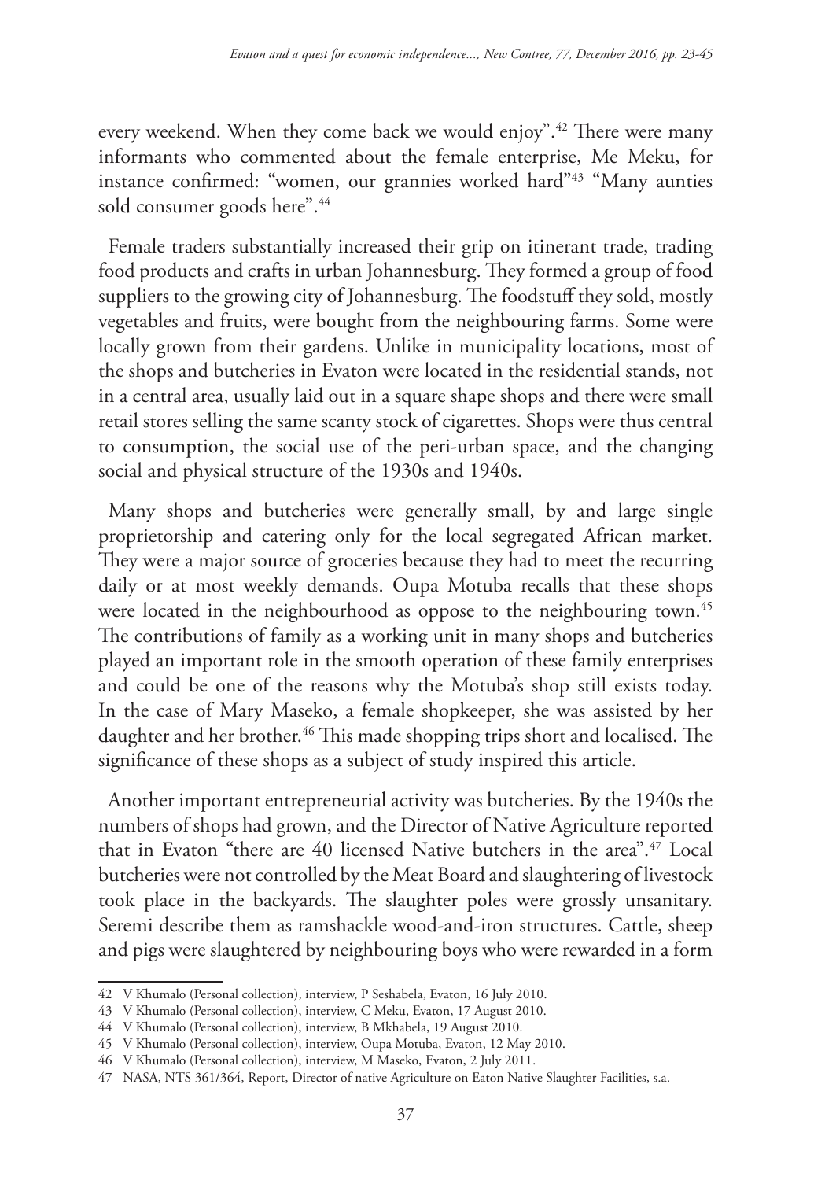every weekend. When they come back we would enjoy".[42] There were many informants who commented about the female enterprise, Me Meku, for instance confirmed: "women, our grannies worked hard"[43] "Many aunties sold consumer goods here".[44]

Female traders substantially increased their grip on itinerant trade, trading food products and crafts in urban Johannesburg. They formed a group of food suppliers to the growing city of Johannesburg. The foodstuff they sold, mostly vegetables and fruits, were bought from the neighbouring farms. Some were locally grown from their gardens. Unlike in municipality locations, most of the shops and butcheries in Evaton were located in the residential stands, not in a central area, usually laid out in a square shape shops and there were small retail stores selling the same scanty stock of cigarettes. Shops were thus central to consumption, the social use of the peri-urban space, and the changing social and physical structure of the 1930s and 1940s.

Many shops and butcheries were generally small, by and large single proprietorship and catering only for the local segregated African market. They were a major source of groceries because they had to meet the recurring daily or at most weekly demands. Oupa Motuba recalls that these shops were located in the neighbourhood as oppose to the neighbouring town.[45] The contributions of family as a working unit in many shops and butcheries played an important role in the smooth operation of these family enterprises and could be one of the reasons why the Motuba's shop still exists today. In the case of Mary Maseko, a female shopkeeper, she was assisted by her daughter and her brother.[46] This made shopping trips short and localised. The significance of these shops as a subject of study inspired this article.

Another important entrepreneurial activity was butcheries. By the 1940s the numbers of shops had grown, and the Director of Native Agriculture reported that in Evaton "there are 40 licensed Native butchers in the area".[47] Local butcheries were not controlled by the Meat Board and slaughtering of livestock took place in the backyards. The slaughter poles were grossly unsanitary. Seremi describe them as ramshackle wood-and-iron structures. Cattle, sheep and pigs were slaughtered by neighbouring boys who were rewarded in a form

---

42 V Khumalo (Personal collection), interview, P Seshabela, Evaton, 16 July 2010.

43 V Khumalo (Personal collection), interview, C Meku, Evaton, 17 August 2010.

44 V Khumalo (Personal collection), interview, B Mkhabela, 19 August 2010.

45 V Khumalo (Personal collection), interview, Oupa Motuba, Evaton, 12 May 2010.

46 V Khumalo (Personal collection), interview, M Maseko, Evaton, 2 July 2011.

47 NASA, NTS 361/364, Report, Director of native Agriculture on Eaton Native Slaughter Facilities, s.a.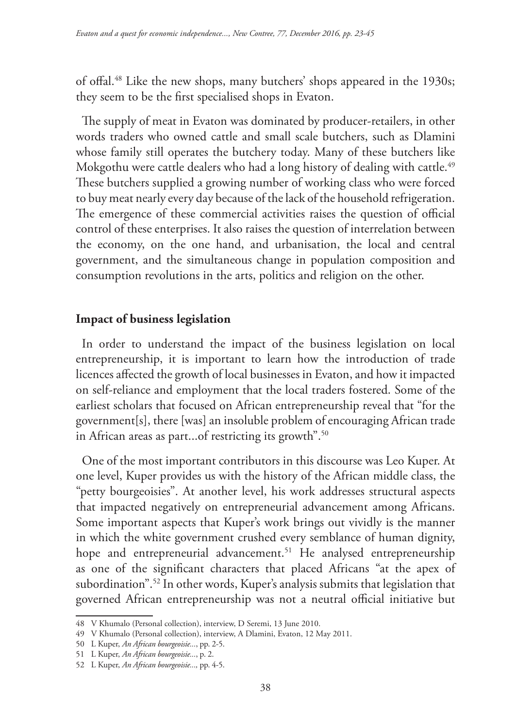of offal.[48] Like the new shops, many butchers' shops appeared in the 1930s; they seem to be the first specialised shops in Evaton.

The supply of meat in Evaton was dominated by producer-retailers, in other words traders who owned cattle and small scale butchers, such as Dlamini whose family still operates the butchery today. Many of these butchers like Mokgothu were cattle dealers who had a long history of dealing with cattle.[49] These butchers supplied a growing number of working class who were forced to buy meat nearly every day because of the lack of the household refrigeration. The emergence of these commercial activities raises the question of official control of these enterprises. It also raises the question of interrelation between the economy, on the one hand, and urbanisation, the local and central government, and the simultaneous change in population composition and consumption revolutions in the arts, politics and religion on the other.

## Impact of business legislation

In order to understand the impact of the business legislation on local entrepreneurship, it is important to learn how the introduction of trade licences affected the growth of local businesses in Evaton, and how it impacted on self-reliance and employment that the local traders fostered. Some of the earliest scholars that focused on African entrepreneurship reveal that "for the government[s], there [was] an insoluble problem of encouraging African trade in African areas as part...of restricting its growth".[50]

One of the most important contributors in this discourse was Leo Kuper. At one level, Kuper provides us with the history of the African middle class, the "petty bourgeoisies". At another level, his work addresses structural aspects that impacted negatively on entrepreneurial advancement among Africans. Some important aspects that Kuper's work brings out vividly is the manner in which the white government crushed every semblance of human dignity, hope and entrepreneurial advancement.[51] He analysed entrepreneurship as one of the significant characters that placed Africans "at the apex of subordination".[52] In other words, Kuper's analysis submits that legislation that governed African entrepreneurship was not a neutral official initiative but

---

48 V Khumalo (Personal collection), interview, D Seremi, 13 June 2010.

49 V Khumalo (Personal collection), interview, A Dlamini, Evaton, 12 May 2011.

50 L Kuper, *An African bourgeoisie...*, pp. 2-5.

51 L Kuper, *An African bourgeoisie...*, p. 2.

52 L Kuper, *An African bourgeoisie...*, pp. 4-5.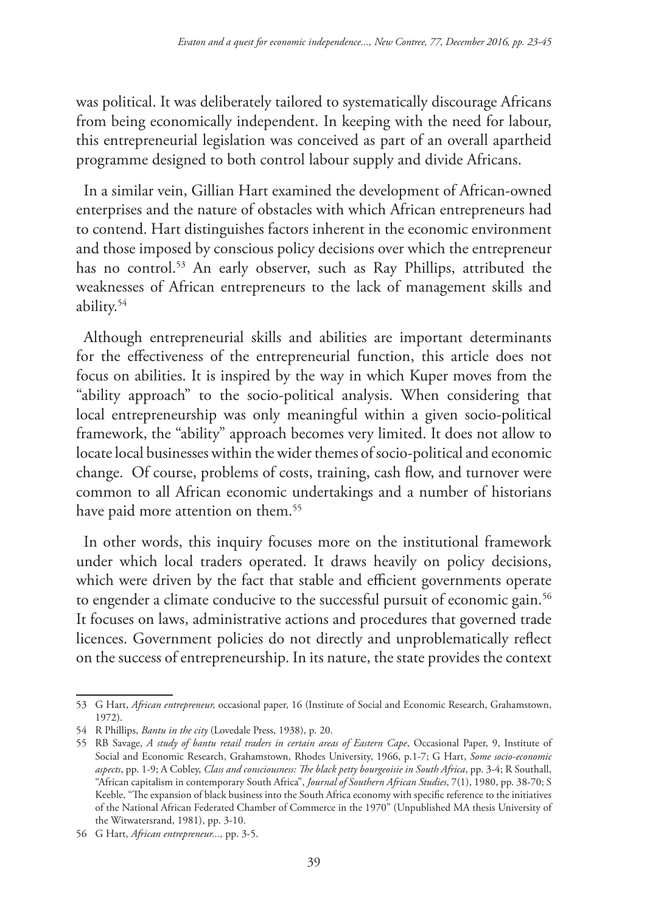was political. It was deliberately tailored to systematically discourage Africans from being economically independent. In keeping with the need for labour, this entrepreneurial legislation was conceived as part of an overall apartheid programme designed to both control labour supply and divide Africans.

In a similar vein, Gillian Hart examined the development of African-owned enterprises and the nature of obstacles with which African entrepreneurs had to contend. Hart distinguishes factors inherent in the economic environment and those imposed by conscious policy decisions over which the entrepreneur has no control.[53] An early observer, such as Ray Phillips, attributed the weaknesses of African entrepreneurs to the lack of management skills and ability.[54]

Although entrepreneurial skills and abilities are important determinants for the effectiveness of the entrepreneurial function, this article does not focus on abilities. It is inspired by the way in which Kuper moves from the "ability approach" to the socio-political analysis. When considering that local entrepreneurship was only meaningful within a given socio-political framework, the "ability" approach becomes very limited. It does not allow to locate local businesses within the wider themes of socio-political and economic change. Of course, problems of costs, training, cash flow, and turnover were common to all African economic undertakings and a number of historians have paid more attention on them.[55]

In other words, this inquiry focuses more on the institutional framework under which local traders operated. It draws heavily on policy decisions, which were driven by the fact that stable and efficient governments operate to engender a climate conducive to the successful pursuit of economic gain.[56] It focuses on laws, administrative actions and procedures that governed trade licences. Government policies do not directly and unproblematically reflect on the success of entrepreneurship. In its nature, the state provides the context

---

53 G Hart, *African entrepreneur,* occasional paper, 16 (Institute of Social and Economic Research, Grahamstown, 1972).

54 R Phillips, *Bantu in the city* (Lovedale Press, 1938), p. 20.

55 RB Savage, *A study of bantu retail traders in certain areas of Eastern Cape*, Occasional Paper, 9, Institute of Social and Economic Research, Grahamstown, Rhodes University, 1966, p.1-7; G Hart, *Some socio-economic aspects*, pp. 1-9; A Cobley, *Class and consciousness: The black petty bourgeoisie in South Africa*, pp. 3-4; R Southall, "African capitalism in contemporary South Africa", *Journal of Southern African Studies*, 7(1), 1980, pp. 38-70; S Keeble, "The expansion of black business into the South Africa economy with specific reference to the initiatives of the National African Federated Chamber of Commerce in the 1970" (Unpublished MA thesis University of the Witwatersrand, 1981), pp. 3-10.

56 G Hart, *African entrepreneur...,* pp. 3-5.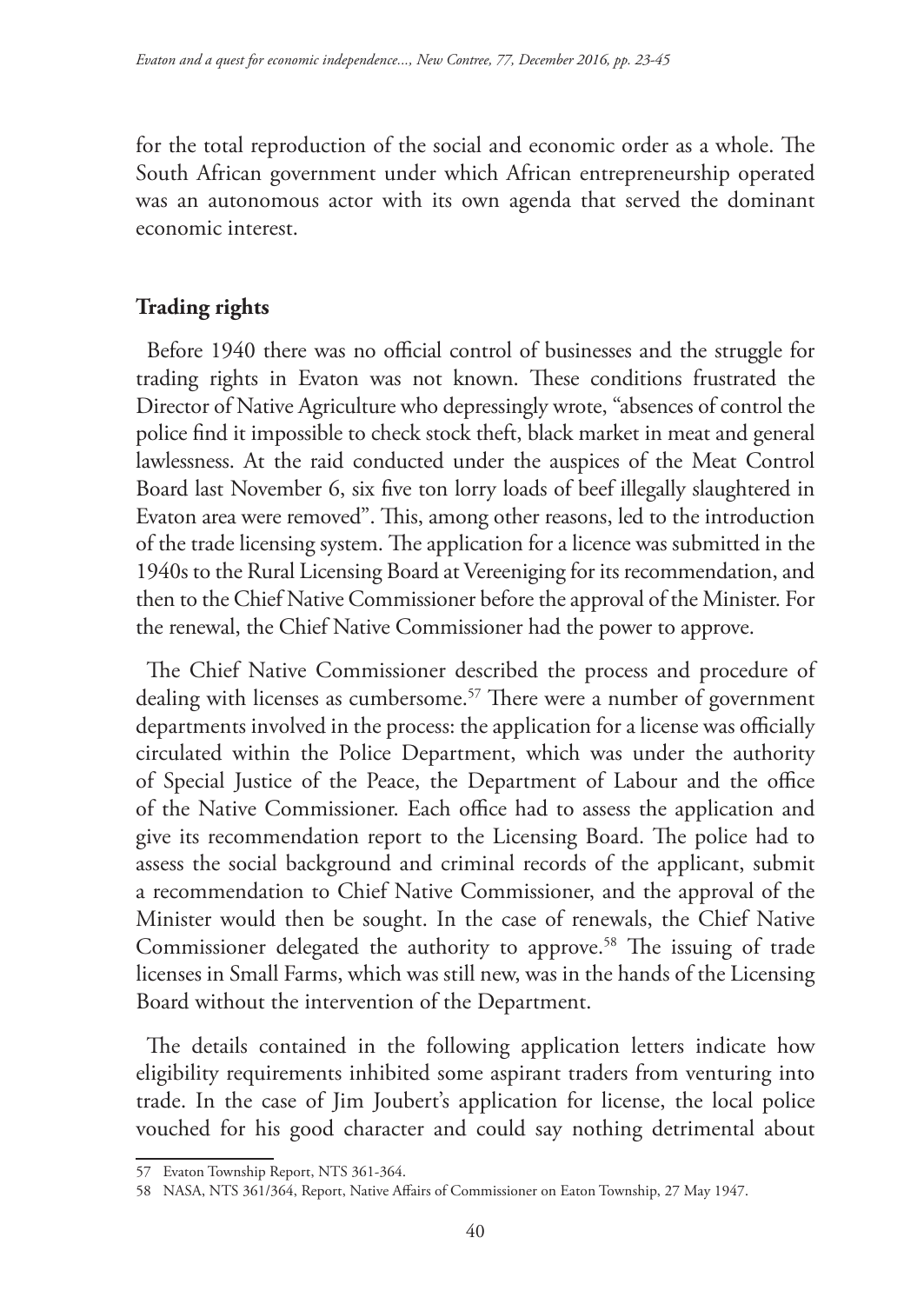for the total reproduction of the social and economic order as a whole. The South African government under which African entrepreneurship operated was an autonomous actor with its own agenda that served the dominant economic interest.

## Trading rights

Before 1940 there was no official control of businesses and the struggle for trading rights in Evaton was not known. These conditions frustrated the Director of Native Agriculture who depressingly wrote, "absences of control the police find it impossible to check stock theft, black market in meat and general lawlessness. At the raid conducted under the auspices of the Meat Control Board last November 6, six five ton lorry loads of beef illegally slaughtered in Evaton area were removed". This, among other reasons, led to the introduction of the trade licensing system. The application for a licence was submitted in the 1940s to the Rural Licensing Board at Vereeniging for its recommendation, and then to the Chief Native Commissioner before the approval of the Minister. For the renewal, the Chief Native Commissioner had the power to approve.

The Chief Native Commissioner described the process and procedure of dealing with licenses as cumbersome.[57] There were a number of government departments involved in the process: the application for a license was officially circulated within the Police Department, which was under the authority of Special Justice of the Peace, the Department of Labour and the office of the Native Commissioner. Each office had to assess the application and give its recommendation report to the Licensing Board. The police had to assess the social background and criminal records of the applicant, submit a recommendation to Chief Native Commissioner, and the approval of the Minister would then be sought. In the case of renewals, the Chief Native Commissioner delegated the authority to approve.[58] The issuing of trade licenses in Small Farms, which was still new, was in the hands of the Licensing Board without the intervention of the Department.

The details contained in the following application letters indicate how eligibility requirements inhibited some aspirant traders from venturing into trade. In the case of Jim Joubert's application for license, the local police vouched for his good character and could say nothing detrimental about

57 Evaton Township Report, NTS 361-364.

58 NASA, NTS 361/364, Report, Native Affairs of Commissioner on Eaton Township, 27 May 1947.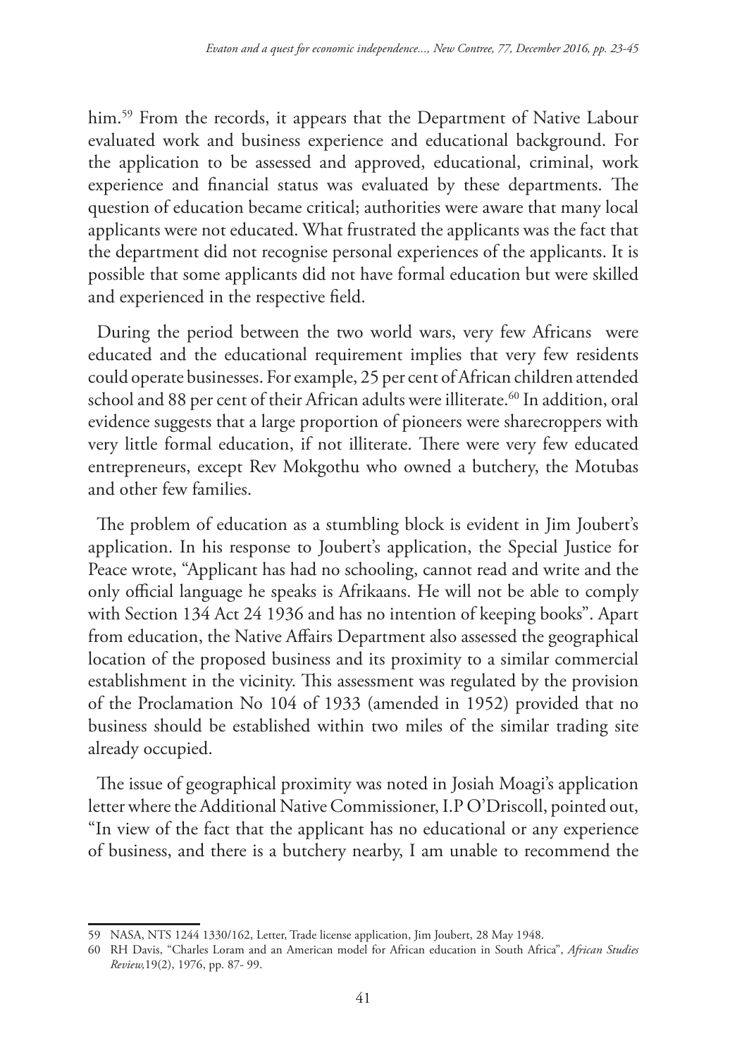him.[59] From the records, it appears that the Department of Native Labour evaluated work and business experience and educational background. For the application to be assessed and approved, educational, criminal, work experience and financial status was evaluated by these departments. The question of education became critical; authorities were aware that many local applicants were not educated. What frustrated the applicants was the fact that the department did not recognise personal experiences of the applicants. It is possible that some applicants did not have formal education but were skilled and experienced in the respective field.

During the period between the two world wars, very few Africans were educated and the educational requirement implies that very few residents could operate businesses. For example, 25 per cent of African children attended school and 88 per cent of their African adults were illiterate.[60] In addition, oral evidence suggests that a large proportion of pioneers were sharecroppers with very little formal education, if not illiterate. There were very few educated entrepreneurs, except Rev Mokgothu who owned a butchery, the Motubas and other few families.

The problem of education as a stumbling block is evident in Jim Joubert's application. In his response to Joubert's application, the Special Justice for Peace wrote, "Applicant has had no schooling, cannot read and write and the only official language he speaks is Afrikaans. He will not be able to comply with Section 134 Act 24 1936 and has no intention of keeping books". Apart from education, the Native Affairs Department also assessed the geographical location of the proposed business and its proximity to a similar commercial establishment in the vicinity. This assessment was regulated by the provision of the Proclamation No 104 of 1933 (amended in 1952) provided that no business should be established within two miles of the similar trading site already occupied.

The issue of geographical proximity was noted in Josiah Moagi's application letter where the Additional Native Commissioner, I.P O'Driscoll, pointed out, "In view of the fact that the applicant has no educational or any experience of business, and there is a butchery nearby, I am unable to recommend the

---

59 NASA, NTS 1244 1330/162, Letter, Trade license application, Jim Joubert, 28 May 1948.

60 RH Davis, "Charles Loram and an American model for African education in South Africa", *African Studies Review,*19(2), 1976, pp. 87- 99.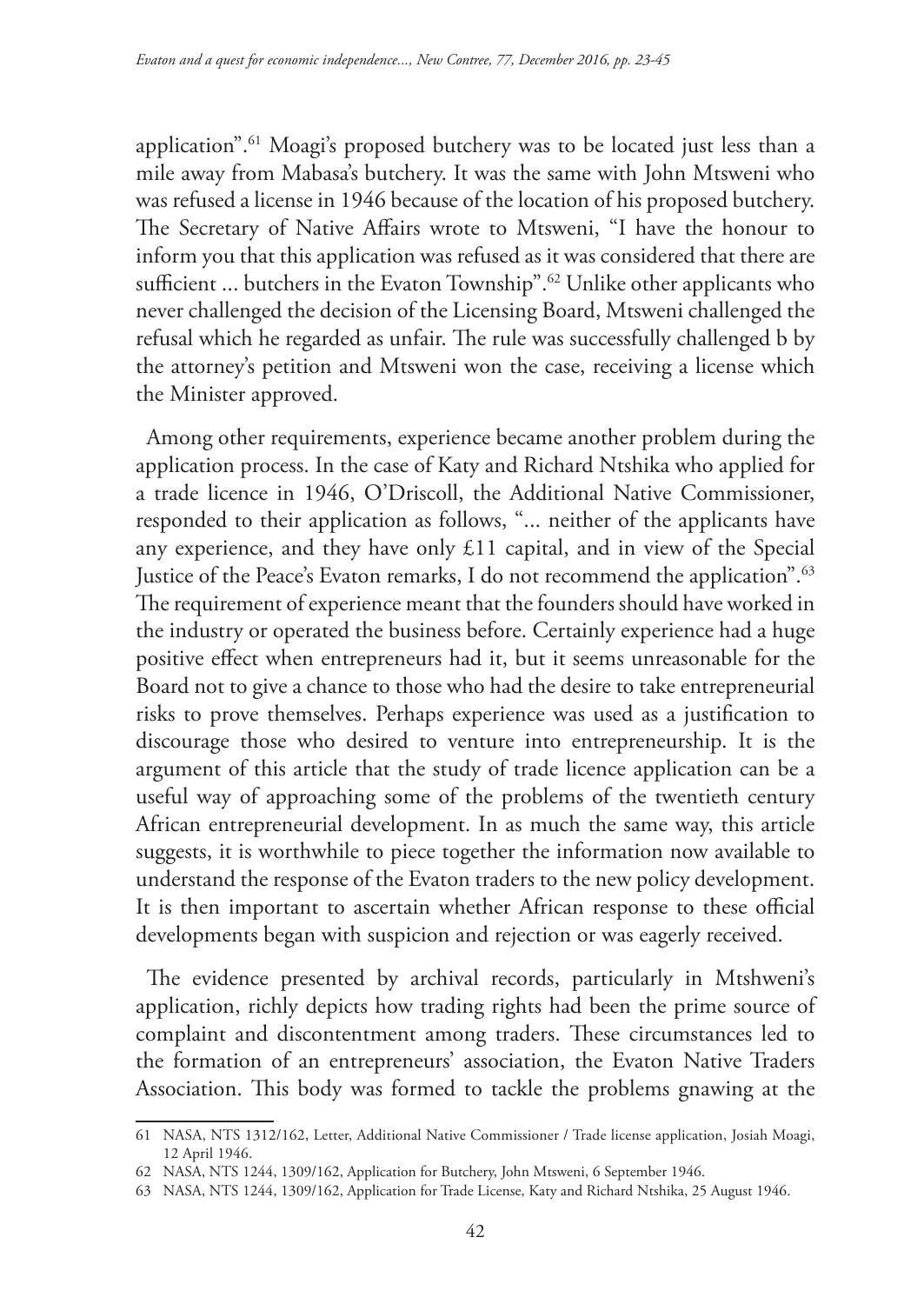application".[61] Moagi's proposed butchery was to be located just less than a mile away from Mabasa's butchery. It was the same with John Mtsweni who was refused a license in 1946 because of the location of his proposed butchery. The Secretary of Native Affairs wrote to Mtsweni, "I have the honour to inform you that this application was refused as it was considered that there are sufficient ... butchers in the Evaton Township".[62] Unlike other applicants who never challenged the decision of the Licensing Board, Mtsweni challenged the refusal which he regarded as unfair. The rule was successfully challenged b by the attorney's petition and Mtsweni won the case, receiving a license which the Minister approved.

Among other requirements, experience became another problem during the application process. In the case of Katy and Richard Ntshika who applied for a trade licence in 1946, O'Driscoll, the Additional Native Commissioner, responded to their application as follows, "... neither of the applicants have any experience, and they have only £11 capital, and in view of the Special Justice of the Peace's Evaton remarks, I do not recommend the application".[63] The requirement of experience meant that the founders should have worked in the industry or operated the business before. Certainly experience had a huge positive effect when entrepreneurs had it, but it seems unreasonable for the Board not to give a chance to those who had the desire to take entrepreneurial risks to prove themselves. Perhaps experience was used as a justification to discourage those who desired to venture into entrepreneurship. It is the argument of this article that the study of trade licence application can be a useful way of approaching some of the problems of the twentieth century African entrepreneurial development. In as much the same way, this article suggests, it is worthwhile to piece together the information now available to understand the response of the Evaton traders to the new policy development. It is then important to ascertain whether African response to these official developments began with suspicion and rejection or was eagerly received.

The evidence presented by archival records, particularly in Mtshweni's application, richly depicts how trading rights had been the prime source of complaint and discontentment among traders. These circumstances led to the formation of an entrepreneurs' association, the Evaton Native Traders Association. This body was formed to tackle the problems gnawing at the

---

61 NASA, NTS 1312/162, Letter, Additional Native Commissioner / Trade license application, Josiah Moagi, 12 April 1946.

62 NASA, NTS 1244, 1309/162, Application for Butchery, John Mtsweni, 6 September 1946.

63 NASA, NTS 1244, 1309/162, Application for Trade License, Katy and Richard Ntshika, 25 August 1946.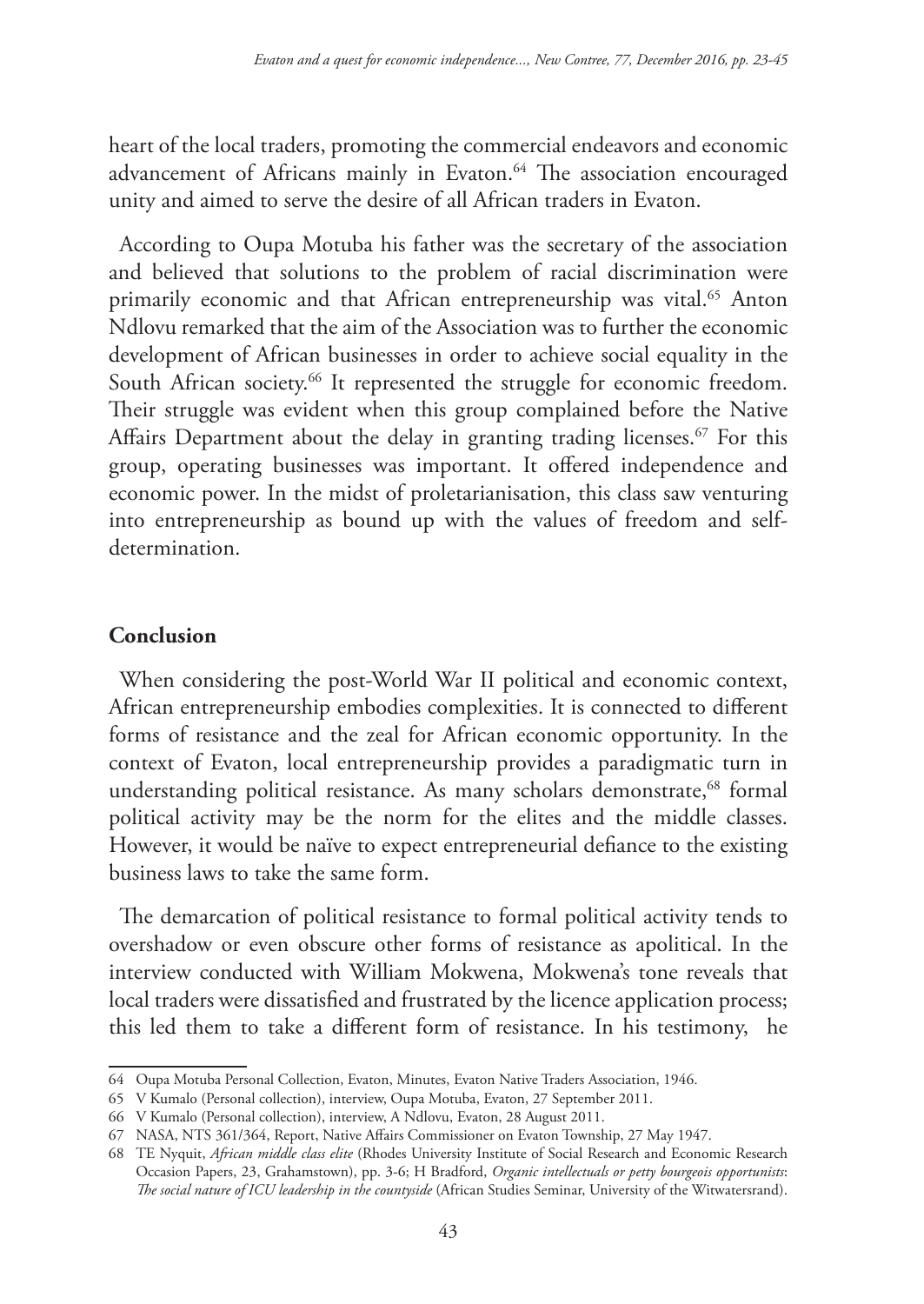heart of the local traders, promoting the commercial endeavors and economic advancement of Africans mainly in Evaton.[64] The association encouraged unity and aimed to serve the desire of all African traders in Evaton.

According to Oupa Motuba his father was the secretary of the association and believed that solutions to the problem of racial discrimination were primarily economic and that African entrepreneurship was vital.[65] Anton Ndlovu remarked that the aim of the Association was to further the economic development of African businesses in order to achieve social equality in the South African society.[66] It represented the struggle for economic freedom. Their struggle was evident when this group complained before the Native Affairs Department about the delay in granting trading licenses.[67] For this group, operating businesses was important. It offered independence and economic power. In the midst of proletarianisation, this class saw venturing into entrepreneurship as bound up with the values of freedom and self-determination.

## Conclusion

When considering the post-World War II political and economic context, African entrepreneurship embodies complexities. It is connected to different forms of resistance and the zeal for African economic opportunity. In the context of Evaton, local entrepreneurship provides a paradigmatic turn in understanding political resistance. As many scholars demonstrate,[68] formal political activity may be the norm for the elites and the middle classes. However, it would be naïve to expect entrepreneurial defiance to the existing business laws to take the same form.

The demarcation of political resistance to formal political activity tends to overshadow or even obscure other forms of resistance as apolitical. In the interview conducted with William Mokwena, Mokwena's tone reveals that local traders were dissatisfied and frustrated by the licence application process; this led them to take a different form of resistance. In his testimony, he

---

64 Oupa Motuba Personal Collection, Evaton, Minutes, Evaton Native Traders Association, 1946.

65 V Kumalo (Personal collection), interview, Oupa Motuba, Evaton, 27 September 2011.

66 V Kumalo (Personal collection), interview, A Ndlovu, Evaton, 28 August 2011.

67 NASA, NTS 361/364, Report, Native Affairs Commissioner on Evaton Township, 27 May 1947.

68 TE Nyquit, *African middle class elite* (Rhodes University Institute of Social Research and Economic Research Occasion Papers, 23, Grahamstown), pp. 3-6; H Bradford, *Organic intellectuals or petty bourgeois opportunists*: *The social nature of ICU leadership in the countyside* (African Studies Seminar, University of the Witwatersrand).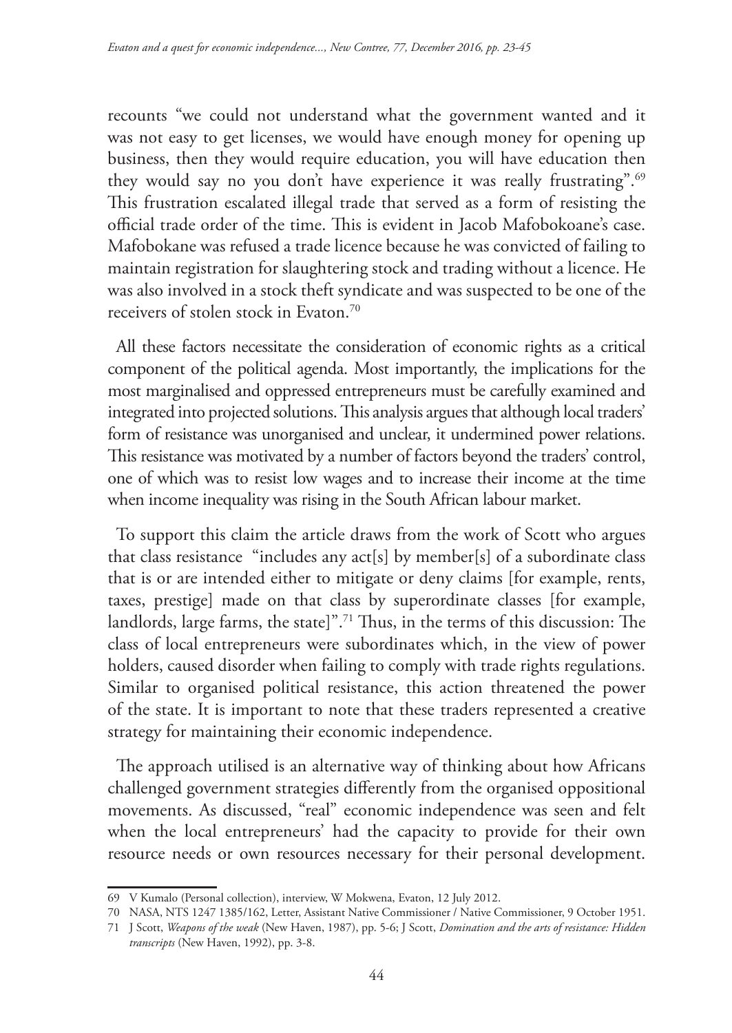recounts "we could not understand what the government wanted and it was not easy to get licenses, we would have enough money for opening up business, then they would require education, you will have education then they would say no you don't have experience it was really frustrating".[69] This frustration escalated illegal trade that served as a form of resisting the official trade order of the time. This is evident in Jacob Mafobokoane's case. Mafobokane was refused a trade licence because he was convicted of failing to maintain registration for slaughtering stock and trading without a licence. He was also involved in a stock theft syndicate and was suspected to be one of the receivers of stolen stock in Evaton.[70]

All these factors necessitate the consideration of economic rights as a critical component of the political agenda. Most importantly, the implications for the most marginalised and oppressed entrepreneurs must be carefully examined and integrated into projected solutions. This analysis argues that although local traders' form of resistance was unorganised and unclear, it undermined power relations. This resistance was motivated by a number of factors beyond the traders' control, one of which was to resist low wages and to increase their income at the time when income inequality was rising in the South African labour market.

To support this claim the article draws from the work of Scott who argues that class resistance "includes any act[s] by member[s] of a subordinate class that is or are intended either to mitigate or deny claims [for example, rents, taxes, prestige] made on that class by superordinate classes [for example, landlords, large farms, the state]".[71] Thus, in the terms of this discussion: The class of local entrepreneurs were subordinates which, in the view of power holders, caused disorder when failing to comply with trade rights regulations. Similar to organised political resistance, this action threatened the power of the state. It is important to note that these traders represented a creative strategy for maintaining their economic independence.

The approach utilised is an alternative way of thinking about how Africans challenged government strategies differently from the organised oppositional movements. As discussed, "real" economic independence was seen and felt when the local entrepreneurs' had the capacity to provide for their own resource needs or own resources necessary for their personal development.

---

69 V Kumalo (Personal collection), interview, W Mokwena, Evaton, 12 July 2012.

70 NASA, NTS 1247 1385/162, Letter, Assistant Native Commissioner / Native Commissioner, 9 October 1951.

71 J Scott, *Weapons of the weak* (New Haven, 1987), pp. 5-6; J Scott, *Domination and the arts of resistance: Hidden transcripts* (New Haven, 1992), pp. 3-8.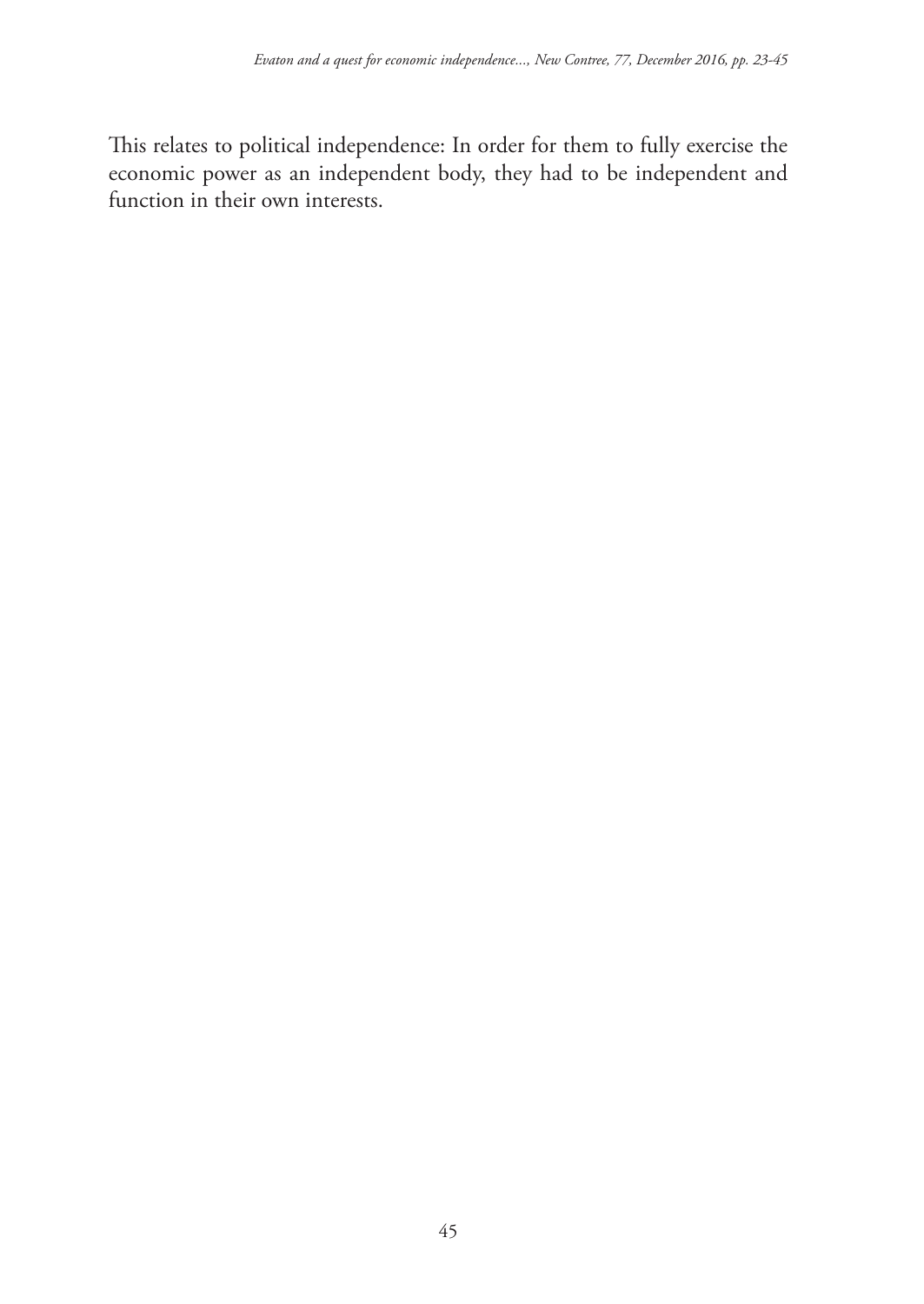This relates to political independence: In order for them to fully exercise the economic power as an independent body, they had to be independent and function in their own interests.